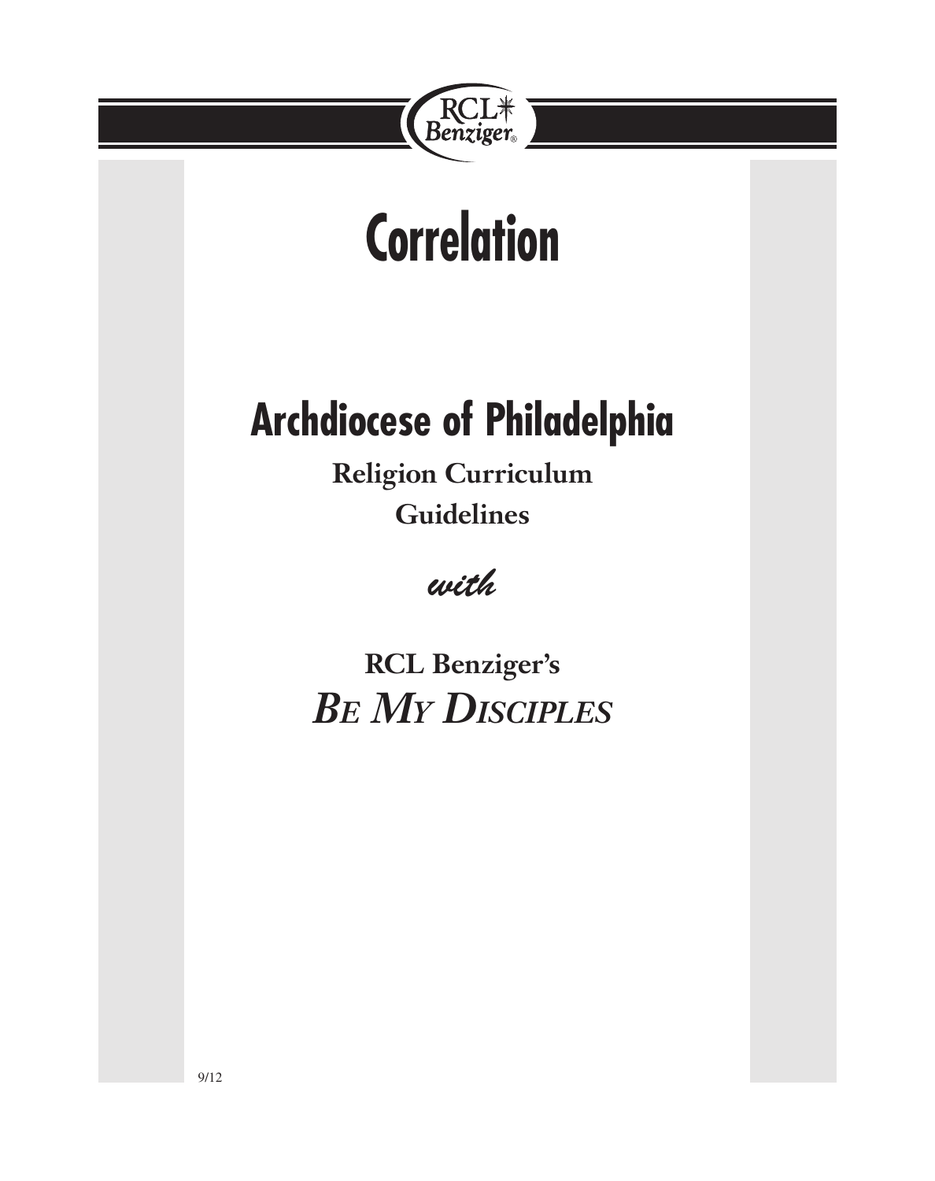RCL Benziger®

# Correlation

## Archdiocese of Philadelphia

**Religion Curriculum Guidelines**

*with*

**RCL Benziger's**

***BE MY DISCIPLES***

9/12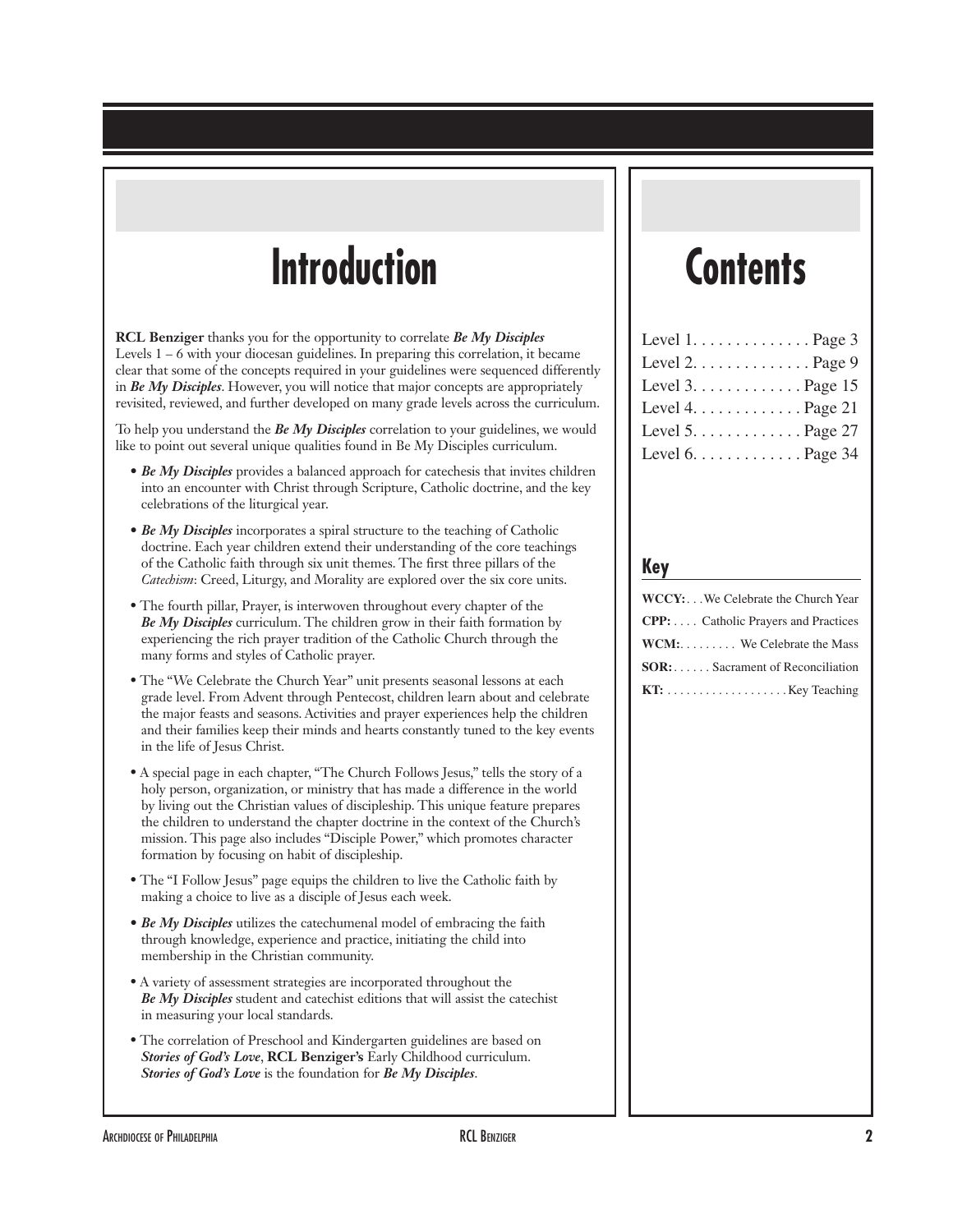# Introduction

**RCL Benziger** thanks you for the opportunity to correlate ***Be My Disciples*** Levels 1 – 6 with your diocesan guidelines. In preparing this correlation, it became clear that some of the concepts required in your guidelines were sequenced differently in ***Be My Disciples***. However, you will notice that major concepts are appropriately revisited, reviewed, and further developed on many grade levels across the curriculum.

To help you understand the ***Be My Disciples*** correlation to your guidelines, we would like to point out several unique qualities found in Be My Disciples curriculum.

- ***Be My Disciples*** provides a balanced approach for catechesis that invites children into an encounter with Christ through Scripture, Catholic doctrine, and the key celebrations of the liturgical year.
- ***Be My Disciples*** incorporates a spiral structure to the teaching of Catholic doctrine. Each year children extend their understanding of the core teachings of the Catholic faith through six unit themes. The first three pillars of the *Catechism*: Creed, Liturgy, and Morality are explored over the six core units.
- The fourth pillar, Prayer, is interwoven throughout every chapter of the ***Be My Disciples*** curriculum. The children grow in their faith formation by experiencing the rich prayer tradition of the Catholic Church through the many forms and styles of Catholic prayer.
- The "We Celebrate the Church Year" unit presents seasonal lessons at each grade level. From Advent through Pentecost, children learn about and celebrate the major feasts and seasons. Activities and prayer experiences help the children and their families keep their minds and hearts constantly tuned to the key events in the life of Jesus Christ.
- A special page in each chapter, "The Church Follows Jesus," tells the story of a holy person, organization, or ministry that has made a difference in the world by living out the Christian values of discipleship. This unique feature prepares the children to understand the chapter doctrine in the context of the Church's mission. This page also includes "Disciple Power," which promotes character formation by focusing on habit of discipleship.
- The "I Follow Jesus" page equips the children to live the Catholic faith by making a choice to live as a disciple of Jesus each week.
- ***Be My Disciples*** utilizes the catechumenal model of embracing the faith through knowledge, experience and practice, initiating the child into membership in the Christian community.
- A variety of assessment strategies are incorporated throughout the ***Be My Disciples*** student and catechist editions that will assist the catechist in measuring your local standards.
- The correlation of Preschool and Kindergarten guidelines are based on ***Stories of God's Love***, **RCL Benziger's** Early Childhood curriculum. ***Stories of God's Love*** is the foundation for ***Be My Disciples***.

# Contents

Level 1. . . . . . . . . . . . . . Page 3
Level 2. . . . . . . . . . . . . . Page 9
Level 3. . . . . . . . . . . . . Page 15
Level 4. . . . . . . . . . . . . Page 21
Level 5. . . . . . . . . . . . . Page 27
Level 6. . . . . . . . . . . . . Page 34

## Key

**WCCY:** . . . We Celebrate the Church Year
**CPP:** . . . . Catholic Prayers and Practices
**WCM:** . . . . . . . . . We Celebrate the Mass
**SOR:** . . . . . . Sacrament of Reconciliation
**KT:** . . . . . . . . . . . . . . . . . . . Key Teaching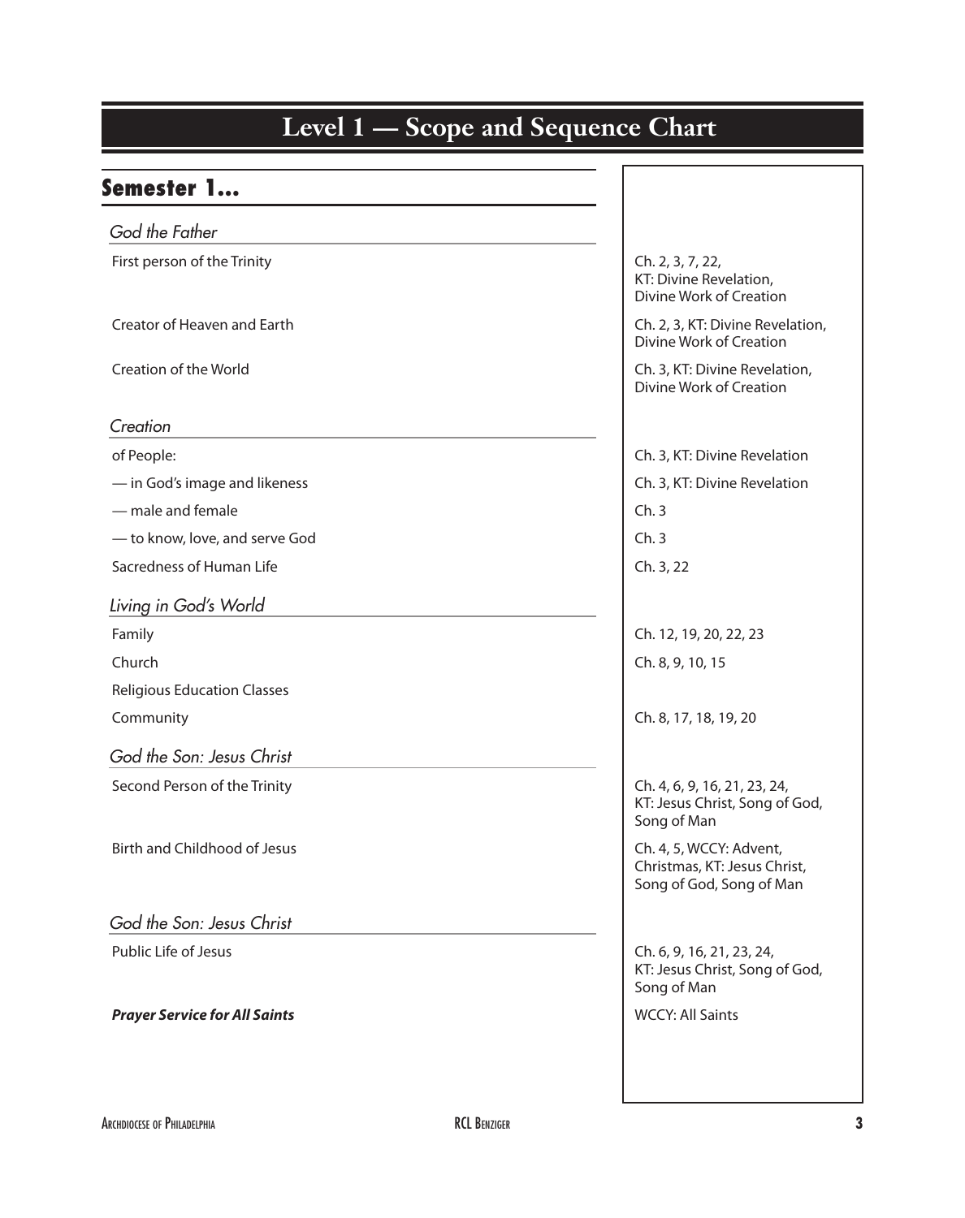# Level 1 — Scope and Sequence Chart

## Semester 1...

| | |
|---|---|
| ***God the Father*** | |
| First person of the Trinity | Ch. 2, 3, 7, 22, KT: Divine Revelation, Divine Work of Creation |
| Creator of Heaven and Earth | Ch. 2, 3, KT: Divine Revelation, Divine Work of Creation |
| Creation of the World | Ch. 3, KT: Divine Revelation, Divine Work of Creation |
| ***Creation*** | |
| of People: | Ch. 3, KT: Divine Revelation |
| — in God's image and likeness | Ch. 3, KT: Divine Revelation |
| — male and female | Ch. 3 |
| — to know, love, and serve God | Ch. 3 |
| Sacredness of Human Life | Ch. 3, 22 |
| ***Living in God's World*** | |
| Family | Ch. 12, 19, 20, 22, 23 |
| Church | Ch. 8, 9, 10, 15 |
| Religious Education Classes | |
| Community | Ch. 8, 17, 18, 19, 20 |
| ***God the Son: Jesus Christ*** | |
| Second Person of the Trinity | Ch. 4, 6, 9, 16, 21, 23, 24, KT: Jesus Christ, Song of God, Song of Man |
| Birth and Childhood of Jesus | Ch. 4, 5, WCCY: Advent, Christmas, KT: Jesus Christ, Song of God, Song of Man |
| ***God the Son: Jesus Christ*** | |
| Public Life of Jesus | Ch. 6, 9, 16, 21, 23, 24, KT: Jesus Christ, Song of God, Song of Man |
| ***Prayer Service for All Saints*** | WCCY: All Saints |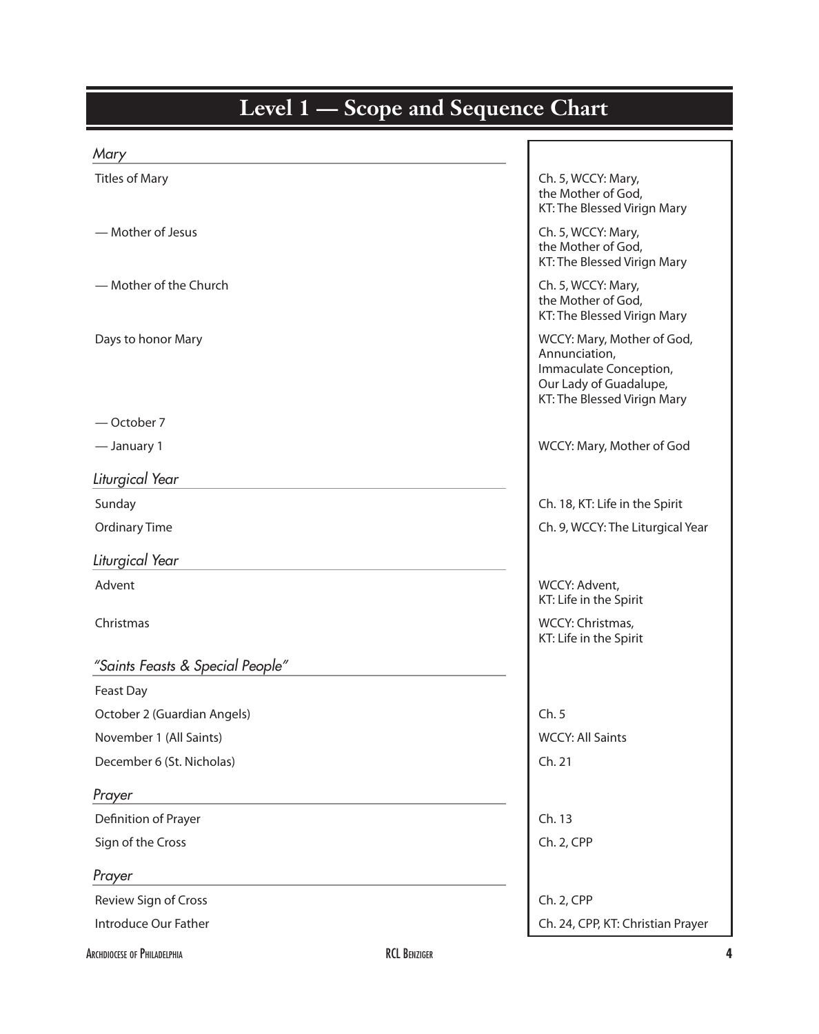# Level 1 — Scope and Sequence Chart

| | |
|---|---|
| *Mary* | |
| Titles of Mary | Ch. 5, WCCY: Mary, the Mother of God, KT: The Blessed Virign Mary |
| — Mother of Jesus | Ch. 5, WCCY: Mary, the Mother of God, KT: The Blessed Virign Mary |
| — Mother of the Church | Ch. 5, WCCY: Mary, the Mother of God, KT: The Blessed Virign Mary |
| Days to honor Mary | WCCY: Mary, Mother of God, Annunciation, Immaculate Conception, Our Lady of Guadalupe, KT: The Blessed Virign Mary |
| — October 7 | |
| — January 1 | WCCY: Mary, Mother of God |
| *Liturgical Year* | |
| Sunday | Ch. 18, KT: Life in the Spirit |
| Ordinary Time | Ch. 9, WCCY: The Liturgical Year |
| *Liturgical Year* | |
| Advent | WCCY: Advent, KT: Life in the Spirit |
| Christmas | WCCY: Christmas, KT: Life in the Spirit |
| *"Saints Feasts & Special People"* | |
| Feast Day | |
| October 2 (Guardian Angels) | Ch. 5 |
| November 1 (All Saints) | WCCY: All Saints |
| December 6 (St. Nicholas) | Ch. 21 |
| *Prayer* | |
| Definition of Prayer | Ch. 13 |
| Sign of the Cross | Ch. 2, CPP |
| *Prayer* | |
| Review Sign of Cross | Ch. 2, CPP |
| Introduce Our Father | Ch. 24, CPP, KT: Christian Prayer |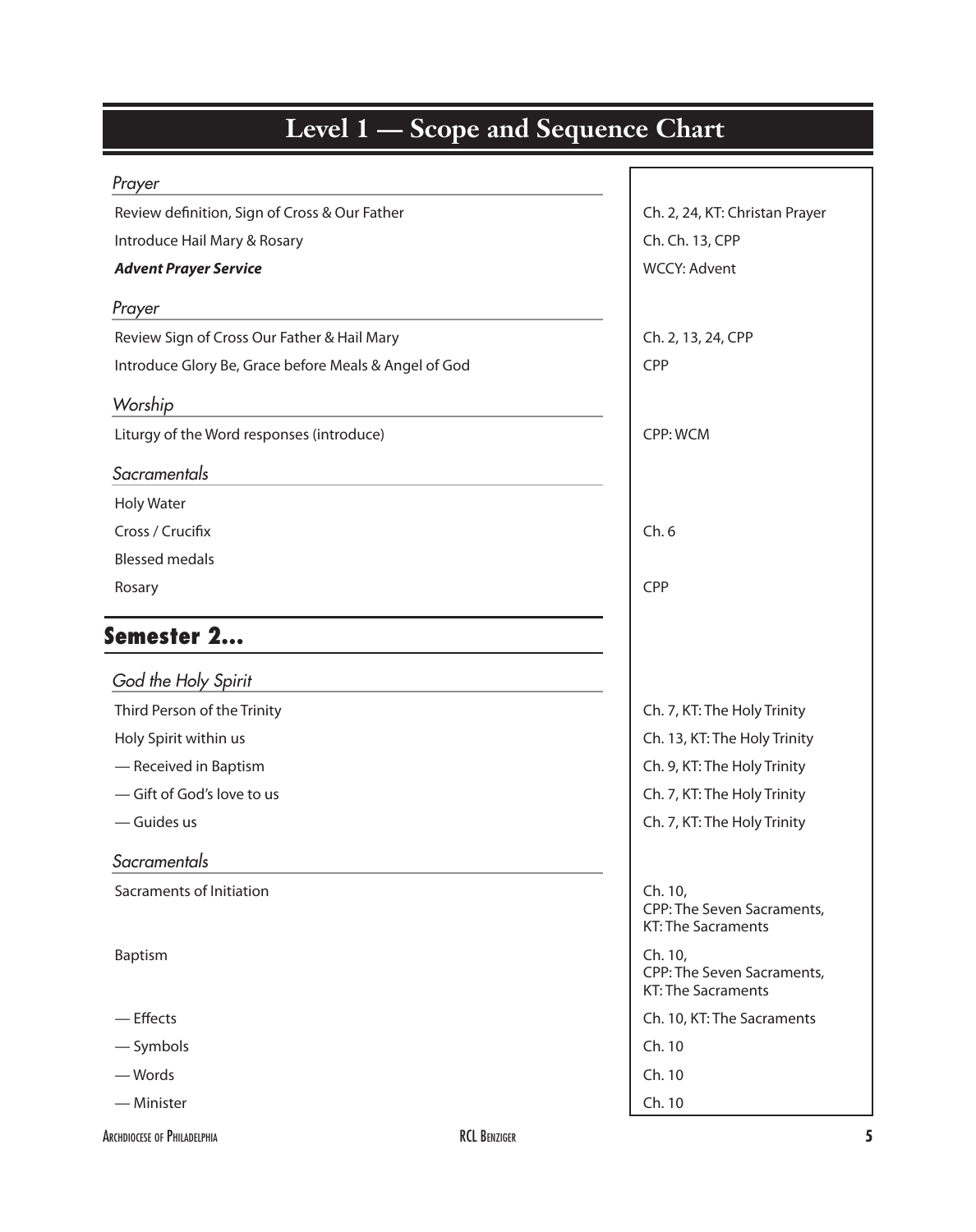# Level 1 — Scope and Sequence Chart

| | |
|---|---|
| ***Prayer*** | |
| Review definition, Sign of Cross & Our Father | Ch. 2, 24, KT: Christan Prayer |
| Introduce Hail Mary & Rosary | Ch. Ch. 13, CPP |
| ***Advent Prayer Service*** | WCCY: Advent |
| ***Prayer*** | |
| Review Sign of Cross Our Father & Hail Mary | Ch. 2, 13, 24, CPP |
| Introduce Glory Be, Grace before Meals & Angel of God | CPP |
| ***Worship*** | |
| Liturgy of the Word responses (introduce) | CPP: WCM |
| ***Sacramentals*** | |
| Holy Water | |
| Cross / Crucifix | Ch. 6 |
| Blessed medals | |
| Rosary | CPP |

## Semester 2...

| | |
|---|---|
| ***God the Holy Spirit*** | |
| Third Person of the Trinity | Ch. 7, KT: The Holy Trinity |
| Holy Spirit within us | Ch. 13, KT: The Holy Trinity |
| — Received in Baptism | Ch. 9, KT: The Holy Trinity |
| — Gift of God's love to us | Ch. 7, KT: The Holy Trinity |
| — Guides us | Ch. 7, KT: The Holy Trinity |
| ***Sacramentals*** | |
| Sacraments of Initiation | Ch. 10, CPP: The Seven Sacraments, KT: The Sacraments |
| Baptism | Ch. 10, CPP: The Seven Sacraments, KT: The Sacraments |
| — Effects | Ch. 10, KT: The Sacraments |
| — Symbols | Ch. 10 |
| — Words | Ch. 10 |
| — Minister | Ch. 10 |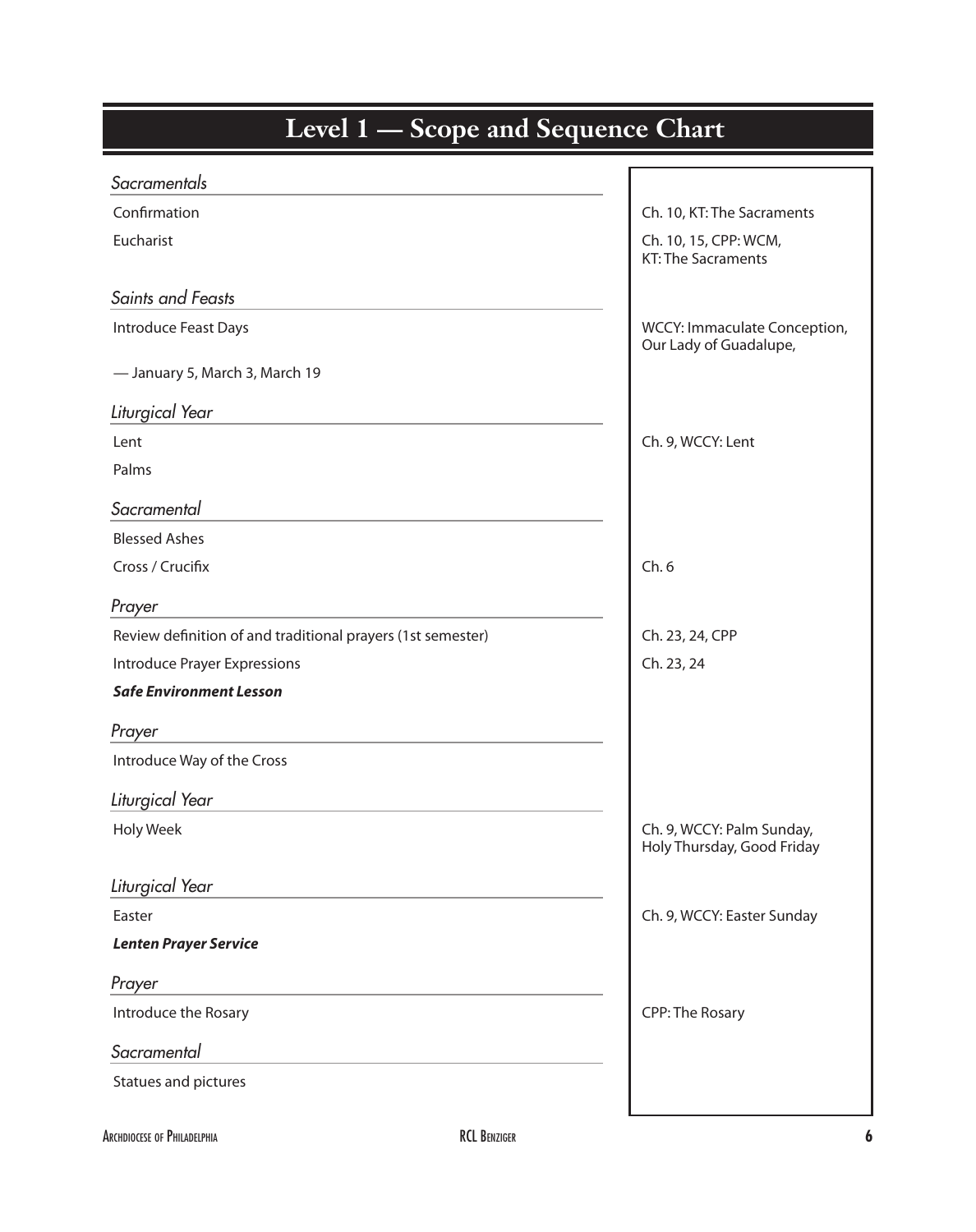# Level 1 — Scope and Sequence Chart

| Topic | Reference |
| --- | --- |
| ***Sacramentals*** | |
| Confirmation | Ch. 10, KT: The Sacraments |
| Eucharist | Ch. 10, 15, CPP: WCM, KT: The Sacraments |
| ***Saints and Feasts*** | |
| Introduce Feast Days | WCCY: Immaculate Conception, Our Lady of Guadalupe, |
| — January 5, March 3, March 19 | |
| ***Liturgical Year*** | |
| Lent | Ch. 9, WCCY: Lent |
| Palms | |
| ***Sacramental*** | |
| Blessed Ashes | |
| Cross / Crucifix | Ch. 6 |
| ***Prayer*** | |
| Review definition of and traditional prayers (1st semester) | Ch. 23, 24, CPP |
| Introduce Prayer Expressions | Ch. 23, 24 |
| ***Safe Environment Lesson*** | |
| ***Prayer*** | |
| Introduce Way of the Cross | |
| ***Liturgical Year*** | |
| Holy Week | Ch. 9, WCCY: Palm Sunday, Holy Thursday, Good Friday |
| ***Liturgical Year*** | |
| Easter | Ch. 9, WCCY: Easter Sunday |
| ***Lenten Prayer Service*** | |
| ***Prayer*** | |
| Introduce the Rosary | CPP: The Rosary |
| ***Sacramental*** | |
| Statues and pictures | |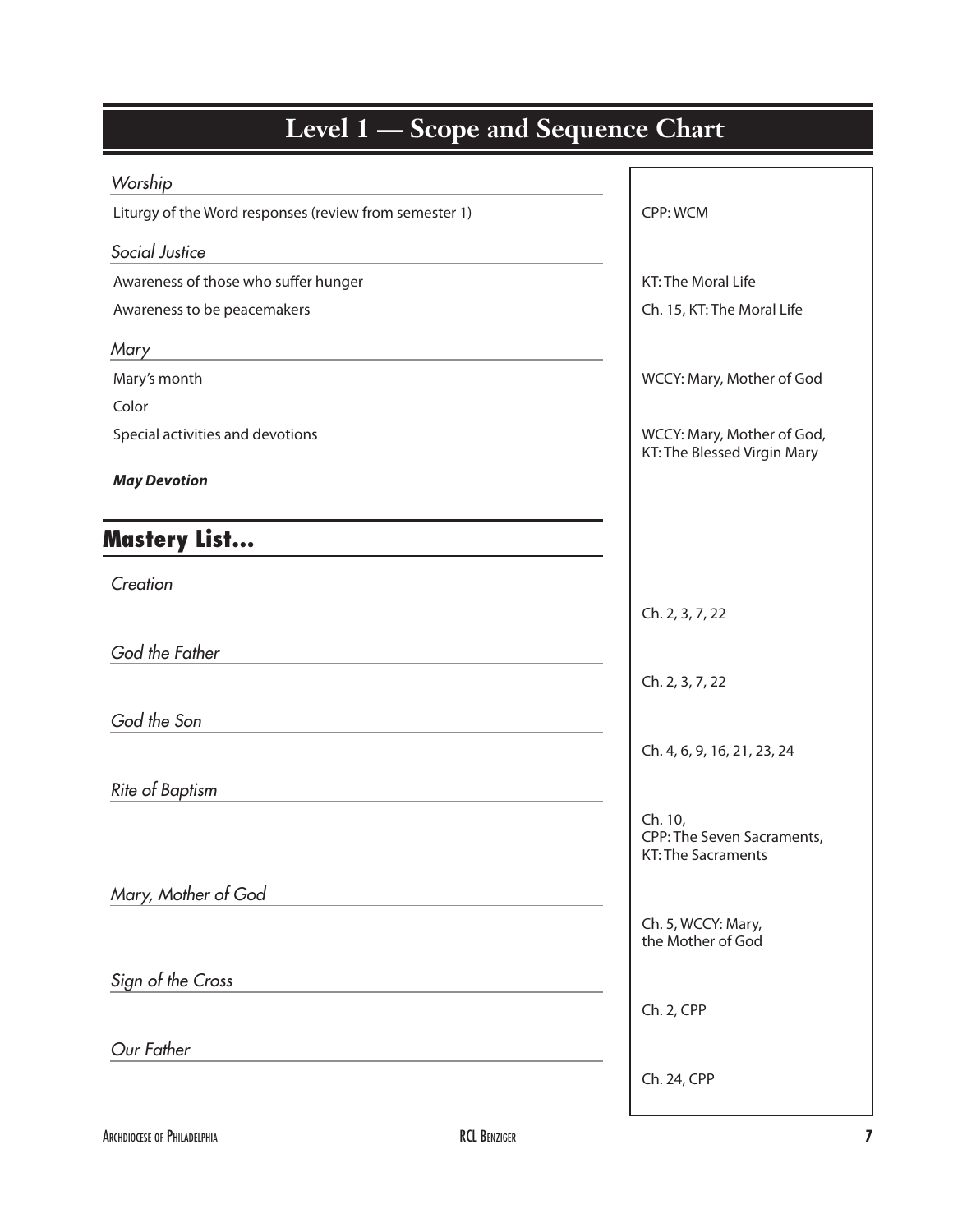# Level 1 — Scope and Sequence Chart

| | |
|---|---|
| ***Worship*** | |
| Liturgy of the Word responses (review from semester 1) | CPP: WCM |
| ***Social Justice*** | |
| Awareness of those who suffer hunger | KT: The Moral Life |
| Awareness to be peacemakers | Ch. 15, KT: The Moral Life |
| ***Mary*** | |
| Mary's month | WCCY: Mary, Mother of God |
| Color | |
| Special activities and devotions | WCCY: Mary, Mother of God, KT: The Blessed Virgin Mary |
| ***May Devotion*** | |

## Mastery List...

| | |
|---|---|
| *Creation* | Ch. 2, 3, 7, 22 |
| *God the Father* | Ch. 2, 3, 7, 22 |
| *God the Son* | Ch. 4, 6, 9, 16, 21, 23, 24 |
| *Rite of Baptism* | Ch. 10, CPP: The Seven Sacraments, KT: The Sacraments |
| *Mary, Mother of God* | Ch. 5, WCCY: Mary, the Mother of God |
| *Sign of the Cross* | Ch. 2, CPP |
| *Our Father* | Ch. 24, CPP |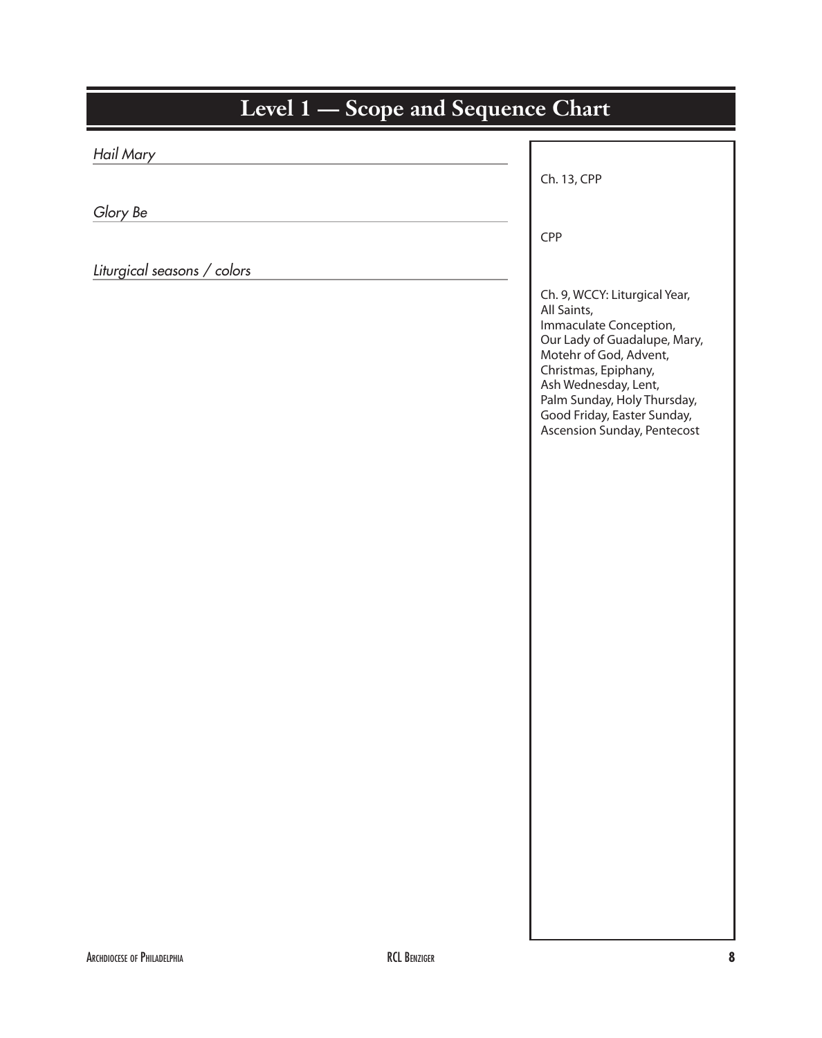# Level 1 — Scope and Sequence Chart

| | |
|---|---|
| *Hail Mary* | Ch. 13, CPP |
| *Glory Be* | CPP |
| *Liturgical seasons / colors* | Ch. 9, WCCY: Liturgical Year, All Saints, Immaculate Conception, Our Lady of Guadalupe, Mary, Motehr of God, Advent, Christmas, Epiphany, Ash Wednesday, Lent, Palm Sunday, Holy Thursday, Good Friday, Easter Sunday, Ascension Sunday, Pentecost |

ARCHDIOCESE OF PHILADELPHIA — RCL BENZIGER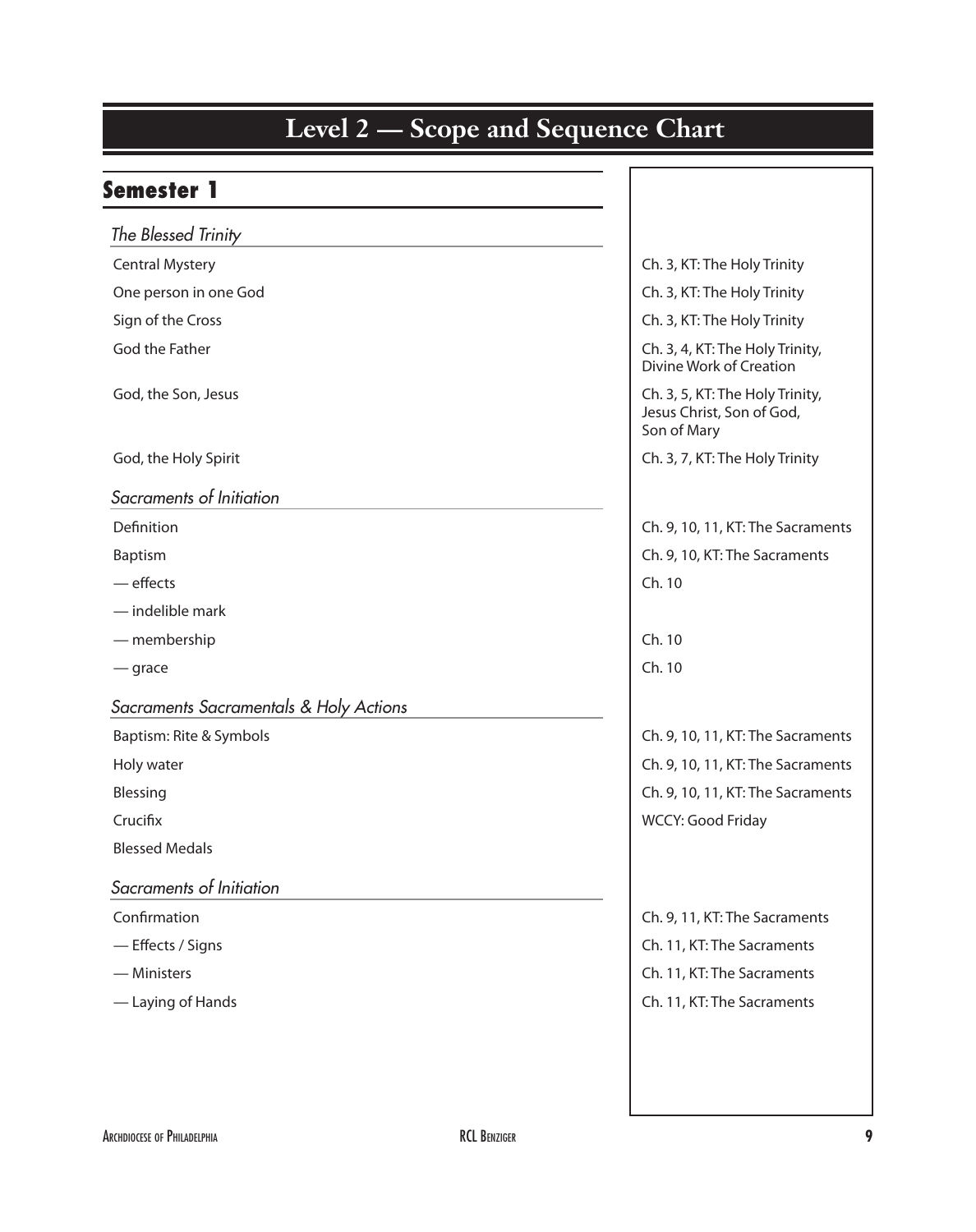# Level 2 — Scope and Sequence Chart

## Semester 1

| Topic | Reference |
|---|---|
| *The Blessed Trinity* | |
| Central Mystery | Ch. 3, KT: The Holy Trinity |
| One person in one God | Ch. 3, KT: The Holy Trinity |
| Sign of the Cross | Ch. 3, KT: The Holy Trinity |
| God the Father | Ch. 3, 4, KT: The Holy Trinity, Divine Work of Creation |
| God, the Son, Jesus | Ch. 3, 5, KT: The Holy Trinity, Jesus Christ, Son of God, Son of Mary |
| God, the Holy Spirit | Ch. 3, 7, KT: The Holy Trinity |
| *Sacraments of Initiation* | |
| Definition | Ch. 9, 10, 11, KT: The Sacraments |
| Baptism | Ch. 9, 10, KT: The Sacraments |
| — effects | Ch. 10 |
| — indelible mark | |
| — membership | Ch. 10 |
| — grace | Ch. 10 |
| *Sacraments Sacramentals & Holy Actions* | |
| Baptism: Rite & Symbols | Ch. 9, 10, 11, KT: The Sacraments |
| Holy water | Ch. 9, 10, 11, KT: The Sacraments |
| Blessing | Ch. 9, 10, 11, KT: The Sacraments |
| Crucifix | WCCY: Good Friday |
| Blessed Medals | |
| *Sacraments of Initiation* | |
| Confirmation | Ch. 9, 11, KT: The Sacraments |
| — Effects / Signs | Ch. 11, KT: The Sacraments |
| — Ministers | Ch. 11, KT: The Sacraments |
| — Laying of Hands | Ch. 11, KT: The Sacraments |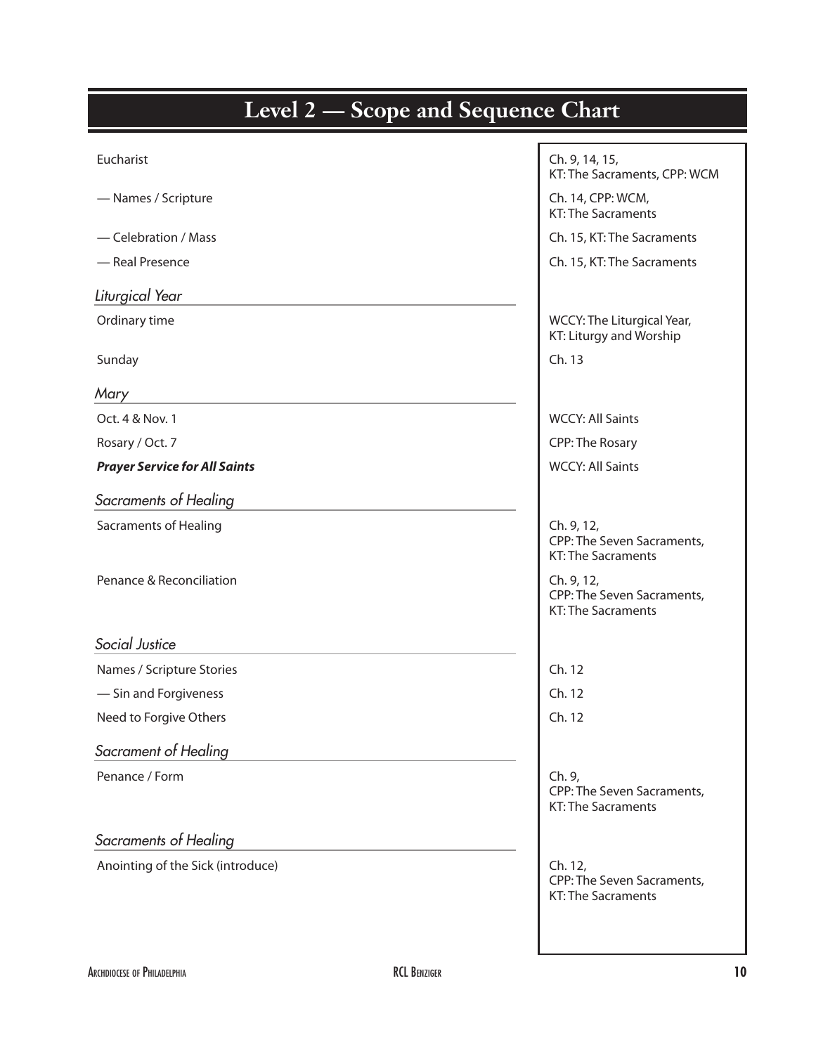# Level 2 — Scope and Sequence Chart

| | |
|---|---|
| Eucharist | Ch. 9, 14, 15, KT: The Sacraments, CPP: WCM |
| — Names / Scripture | Ch. 14, CPP: WCM, KT: The Sacraments |
| — Celebration / Mass | Ch. 15, KT: The Sacraments |
| — Real Presence | Ch. 15, KT: The Sacraments |
| *Liturgical Year* | |
| Ordinary time | WCCY: The Liturgical Year, KT: Liturgy and Worship |
| Sunday | Ch. 13 |
| *Mary* | |
| Oct. 4 & Nov. 1 | WCCY: All Saints |
| Rosary / Oct. 7 | CPP: The Rosary |
| ***Prayer Service for All Saints*** | WCCY: All Saints |
| *Sacraments of Healing* | |
| Sacraments of Healing | Ch. 9, 12, CPP: The Seven Sacraments, KT: The Sacraments |
| Penance & Reconciliation | Ch. 9, 12, CPP: The Seven Sacraments, KT: The Sacraments |
| *Social Justice* | |
| Names / Scripture Stories | Ch. 12 |
| — Sin and Forgiveness | Ch. 12 |
| Need to Forgive Others | Ch. 12 |
| *Sacrament of Healing* | |
| Penance / Form | Ch. 9, CPP: The Seven Sacraments, KT: The Sacraments |
| *Sacraments of Healing* | |
| Anointing of the Sick (introduce) | Ch. 12, CPP: The Seven Sacraments, KT: The Sacraments |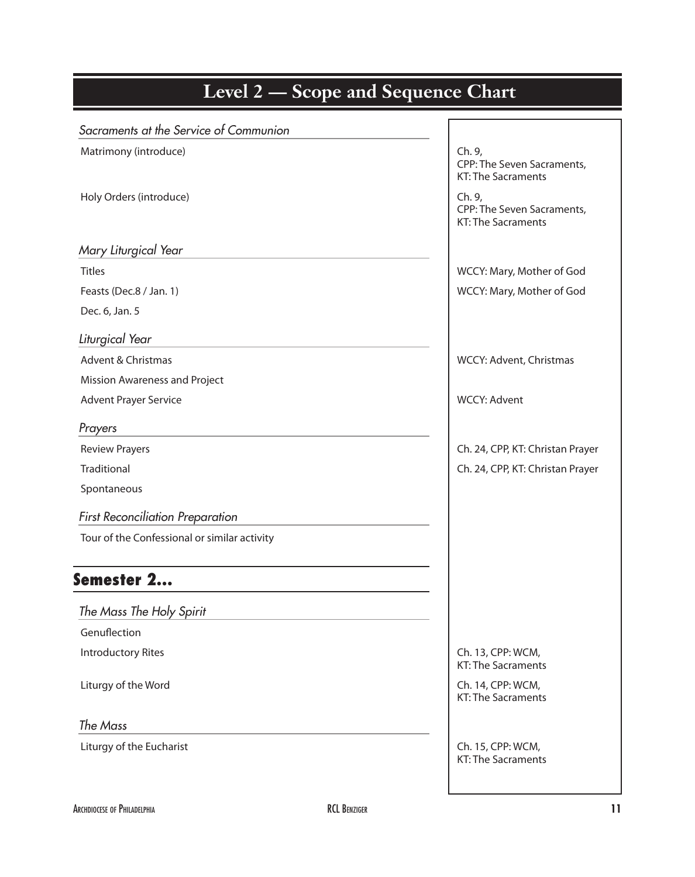# Level 2 — Scope and Sequence Chart

| *Sacraments at the Service of Communion* | |
|---|---|
| Matrimony (introduce) | Ch. 9, CPP: The Seven Sacraments, KT: The Sacraments |
| Holy Orders (introduce) | Ch. 9, CPP: The Seven Sacraments, KT: The Sacraments |
| *Mary Liturgical Year* | |
| Titles | WCCY: Mary, Mother of God |
| Feasts (Dec.8 / Jan. 1) | WCCY: Mary, Mother of God |
| Dec. 6, Jan. 5 | |
| *Liturgical Year* | |
| Advent & Christmas | WCCY: Advent, Christmas |
| Mission Awareness and Project | |
| Advent Prayer Service | WCCY: Advent |
| *Prayers* | |
| Review Prayers | Ch. 24, CPP, KT: Christan Prayer |
| Traditional | Ch. 24, CPP, KT: Christan Prayer |
| Spontaneous | |
| *First Reconciliation Preparation* | |
| Tour of the Confessional or similar activity | |

## Semester 2...

| *The Mass The Holy Spirit* | |
|---|---|
| Genuflection | |
| Introductory Rites | Ch. 13, CPP: WCM, KT: The Sacraments |
| Liturgy of the Word | Ch. 14, CPP: WCM, KT: The Sacraments |
| *The Mass* | |
| Liturgy of the Eucharist | Ch. 15, CPP: WCM, KT: The Sacraments |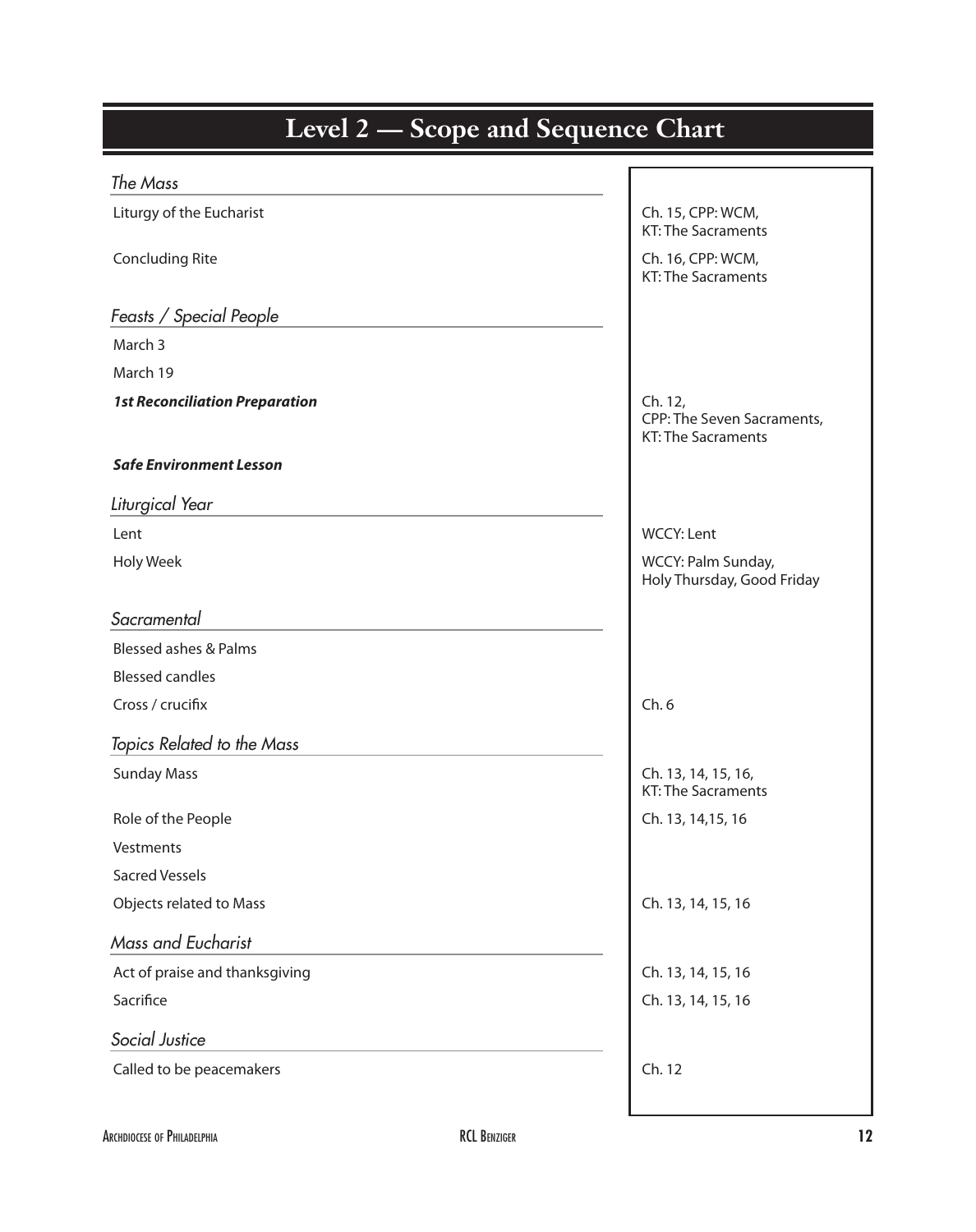# Level 2 — Scope and Sequence Chart

| | |
|---|---|
| ***The Mass*** | |
| Liturgy of the Eucharist | Ch. 15, CPP: WCM, KT: The Sacraments |
| Concluding Rite | Ch. 16, CPP: WCM, KT: The Sacraments |
| ***Feasts / Special People*** | |
| March 3 | |
| March 19 | |
| ***1st Reconciliation Preparation*** | Ch. 12, CPP: The Seven Sacraments, KT: The Sacraments |
| ***Safe Environment Lesson*** | |
| ***Liturgical Year*** | |
| Lent | WCCY: Lent |
| Holy Week | WCCY: Palm Sunday, Holy Thursday, Good Friday |
| ***Sacramental*** | |
| Blessed ashes & Palms | |
| Blessed candles | |
| Cross / crucifix | Ch. 6 |
| ***Topics Related to the Mass*** | |
| Sunday Mass | Ch. 13, 14, 15, 16, KT: The Sacraments |
| Role of the People | Ch. 13, 14,15, 16 |
| Vestments | |
| Sacred Vessels | |
| Objects related to Mass | Ch. 13, 14, 15, 16 |
| ***Mass and Eucharist*** | |
| Act of praise and thanksgiving | Ch. 13, 14, 15, 16 |
| Sacrifice | Ch. 13, 14, 15, 16 |
| ***Social Justice*** | |
| Called to be peacemakers | Ch. 12 |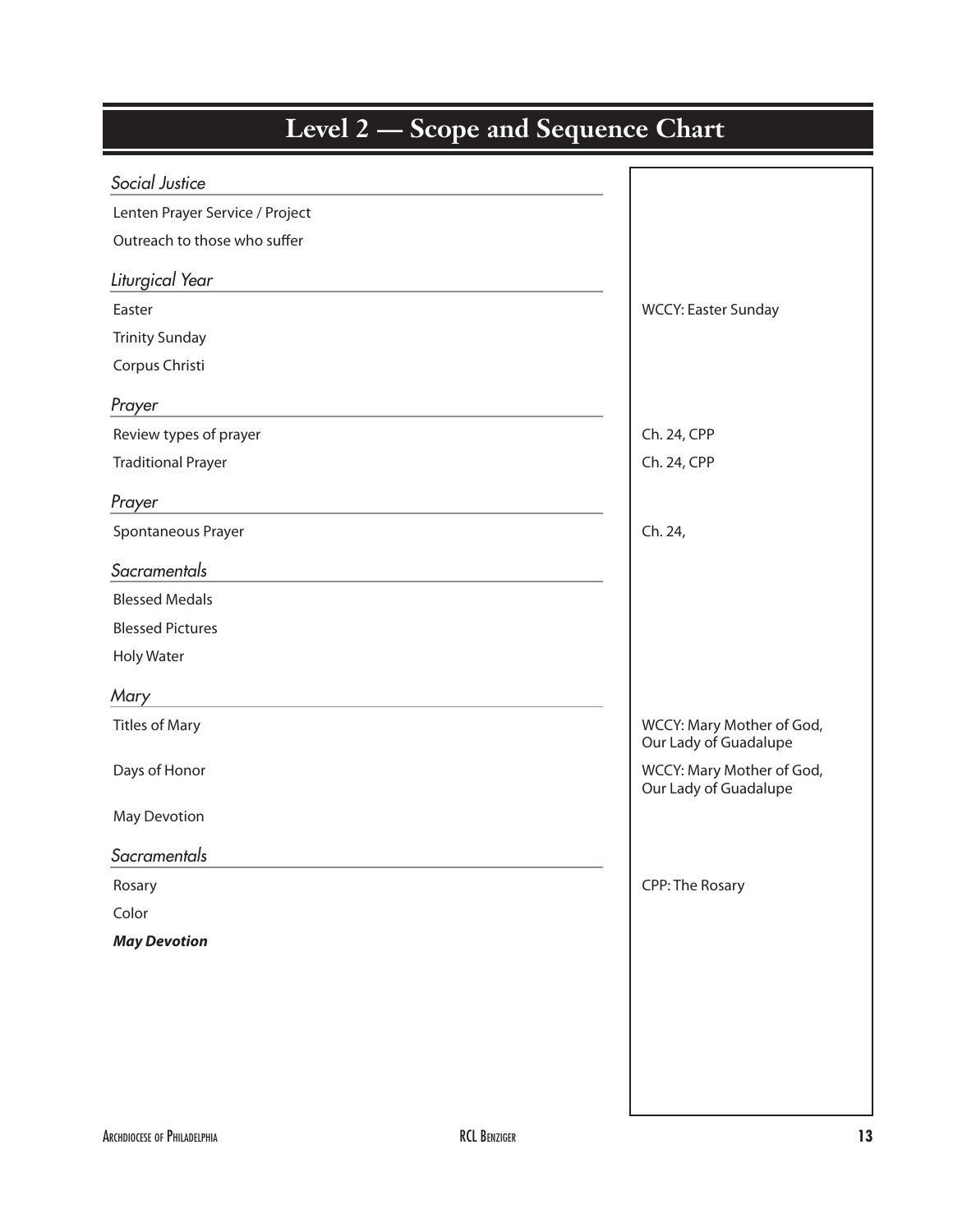# Level 2 — Scope and Sequence Chart

| | |
|---|---|
| ***Social Justice*** | |
| Lenten Prayer Service / Project | |
| Outreach to those who suffer | |
| ***Liturgical Year*** | |
| Easter | WCCY: Easter Sunday |
| Trinity Sunday | |
| Corpus Christi | |
| ***Prayer*** | |
| Review types of prayer | Ch. 24, CPP |
| Traditional Prayer | Ch. 24, CPP |
| ***Prayer*** | |
| Spontaneous Prayer | Ch. 24, |
| ***Sacramentals*** | |
| Blessed Medals | |
| Blessed Pictures | |
| Holy Water | |
| ***Mary*** | |
| Titles of Mary | WCCY: Mary Mother of God, Our Lady of Guadalupe |
| Days of Honor | WCCY: Mary Mother of God, Our Lady of Guadalupe |
| May Devotion | |
| ***Sacramentals*** | |
| Rosary | CPP: The Rosary |
| Color | |
| ***May Devotion*** | |

Archdiocese of Philadelphia — RCL Benziger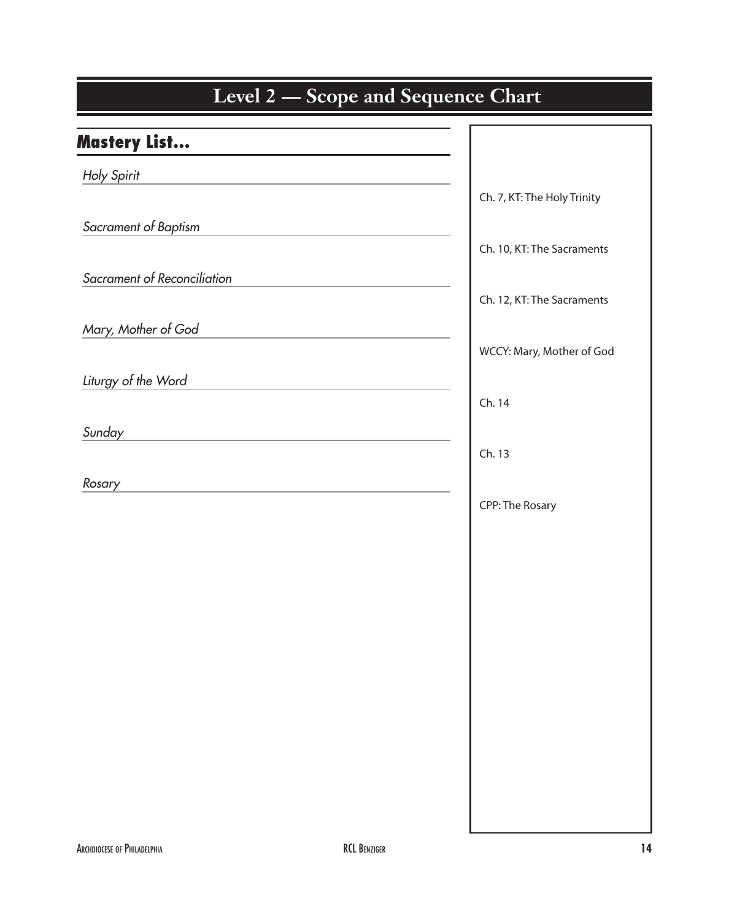# Level 2 — Scope and Sequence Chart

## Mastery List...

| | |
|---|---|
| *Holy Spirit* | Ch. 7, KT: The Holy Trinity |
| *Sacrament of Baptism* | Ch. 10, KT: The Sacraments |
| *Sacrament of Reconciliation* | Ch. 12, KT: The Sacraments |
| *Mary, Mother of God* | WCCY: Mary, Mother of God |
| *Liturgy of the Word* | Ch. 14 |
| *Sunday* | Ch. 13 |
| *Rosary* | CPP: The Rosary |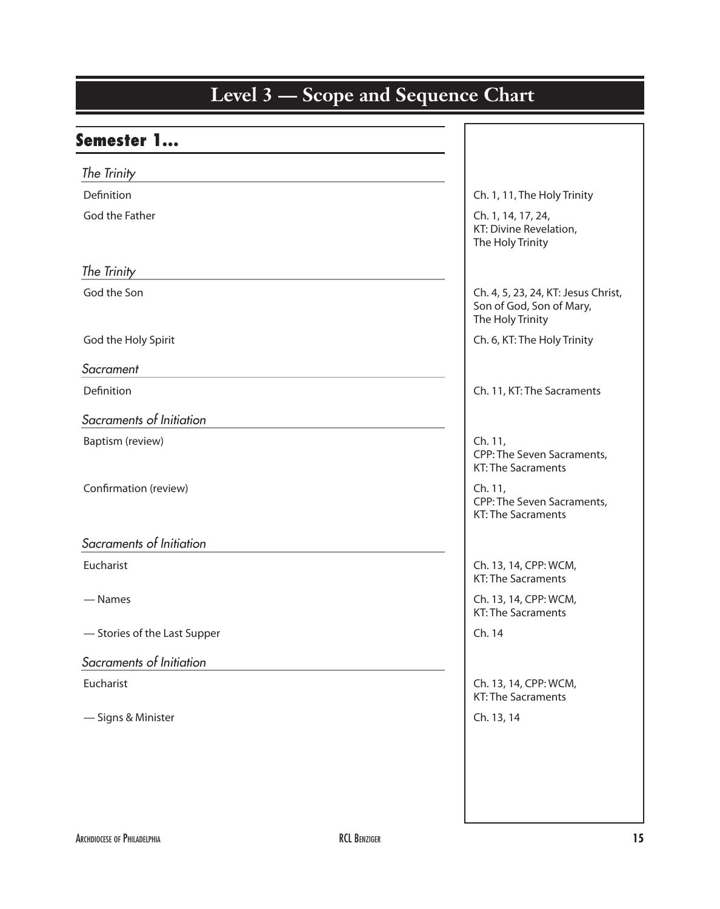# Level 3 — Scope and Sequence Chart

## Semester 1...

| | |
|---|---|
| *The Trinity* | |
| Definition | Ch. 1, 11, The Holy Trinity |
| God the Father | Ch. 1, 14, 17, 24, KT: Divine Revelation, The Holy Trinity |
| *The Trinity* | |
| God the Son | Ch. 4, 5, 23, 24, KT: Jesus Christ, Son of God, Son of Mary, The Holy Trinity |
| God the Holy Spirit | Ch. 6, KT: The Holy Trinity |
| *Sacrament* | |
| Definition | Ch. 11, KT: The Sacraments |
| *Sacraments of Initiation* | |
| Baptism (review) | Ch. 11, CPP: The Seven Sacraments, KT: The Sacraments |
| Confirmation (review) | Ch. 11, CPP: The Seven Sacraments, KT: The Sacraments |
| *Sacraments of Initiation* | |
| Eucharist | Ch. 13, 14, CPP: WCM, KT: The Sacraments |
| — Names | Ch. 13, 14, CPP: WCM, KT: The Sacraments |
| — Stories of the Last Supper | Ch. 14 |
| *Sacraments of Initiation* | |
| Eucharist | Ch. 13, 14, CPP: WCM, KT: The Sacraments |
| — Signs & Minister | Ch. 13, 14 |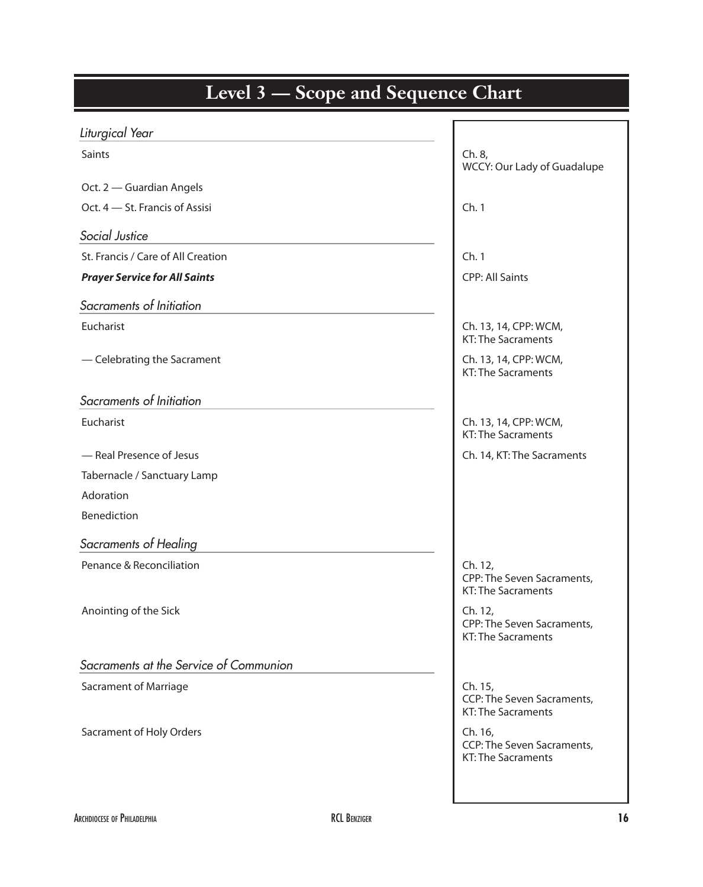# Level 3 — Scope and Sequence Chart

| | |
|---|---|
| *Liturgical Year* | |
| Saints | Ch. 8, WCCY: Our Lady of Guadalupe |
| Oct. 2 — Guardian Angels | |
| Oct. 4 — St. Francis of Assisi | Ch. 1 |
| *Social Justice* | |
| St. Francis / Care of All Creation | Ch. 1 |
| ***Prayer Service for All Saints*** | CPP: All Saints |
| *Sacraments of Initiation* | |
| Eucharist | Ch. 13, 14, CPP: WCM, KT: The Sacraments |
| — Celebrating the Sacrament | Ch. 13, 14, CPP: WCM, KT: The Sacraments |
| *Sacraments of Initiation* | |
| Eucharist | Ch. 13, 14, CPP: WCM, KT: The Sacraments |
| — Real Presence of Jesus | Ch. 14, KT: The Sacraments |
| Tabernacle / Sanctuary Lamp | |
| Adoration | |
| Benediction | |
| *Sacraments of Healing* | |
| Penance & Reconciliation | Ch. 12, CPP: The Seven Sacraments, KT: The Sacraments |
| Anointing of the Sick | Ch. 12, CPP: The Seven Sacraments, KT: The Sacraments |
| *Sacraments at the Service of Communion* | |
| Sacrament of Marriage | Ch. 15, CCP: The Seven Sacraments, KT: The Sacraments |
| Sacrament of Holy Orders | Ch. 16, CCP: The Seven Sacraments, KT: The Sacraments |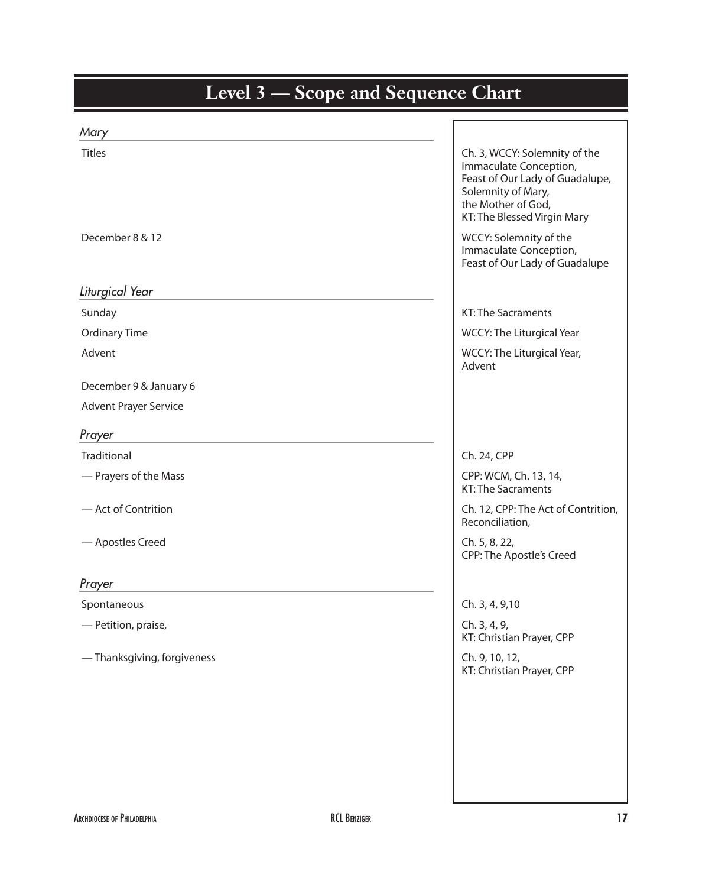# Level 3 — Scope and Sequence Chart

| | |
|---|---|
| ***Mary*** | |
| Titles | Ch. 3, WCCY: Solemnity of the Immaculate Conception, Feast of Our Lady of Guadalupe, Solemnity of Mary, the Mother of God, KT: The Blessed Virgin Mary |
| December 8 & 12 | WCCY: Solemnity of the Immaculate Conception, Feast of Our Lady of Guadalupe |
| ***Liturgical Year*** | |
| Sunday | KT: The Sacraments |
| Ordinary Time | WCCY: The Liturgical Year |
| Advent | WCCY: The Liturgical Year, Advent |
| December 9 & January 6 | |
| Advent Prayer Service | |
| ***Prayer*** | |
| Traditional | Ch. 24, CPP |
| — Prayers of the Mass | CPP: WCM, Ch. 13, 14, KT: The Sacraments |
| — Act of Contrition | Ch. 12, CPP: The Act of Contrition, Reconciliation, |
| — Apostles Creed | Ch. 5, 8, 22, CPP: The Apostle's Creed |
| ***Prayer*** | |
| Spontaneous | Ch. 3, 4, 9,10 |
| — Petition, praise, | Ch. 3, 4, 9, KT: Christian Prayer, CPP |
| — Thanksgiving, forgiveness | Ch. 9, 10, 12, KT: Christian Prayer, CPP |

Archdiocese of Philadelphia RCL Benziger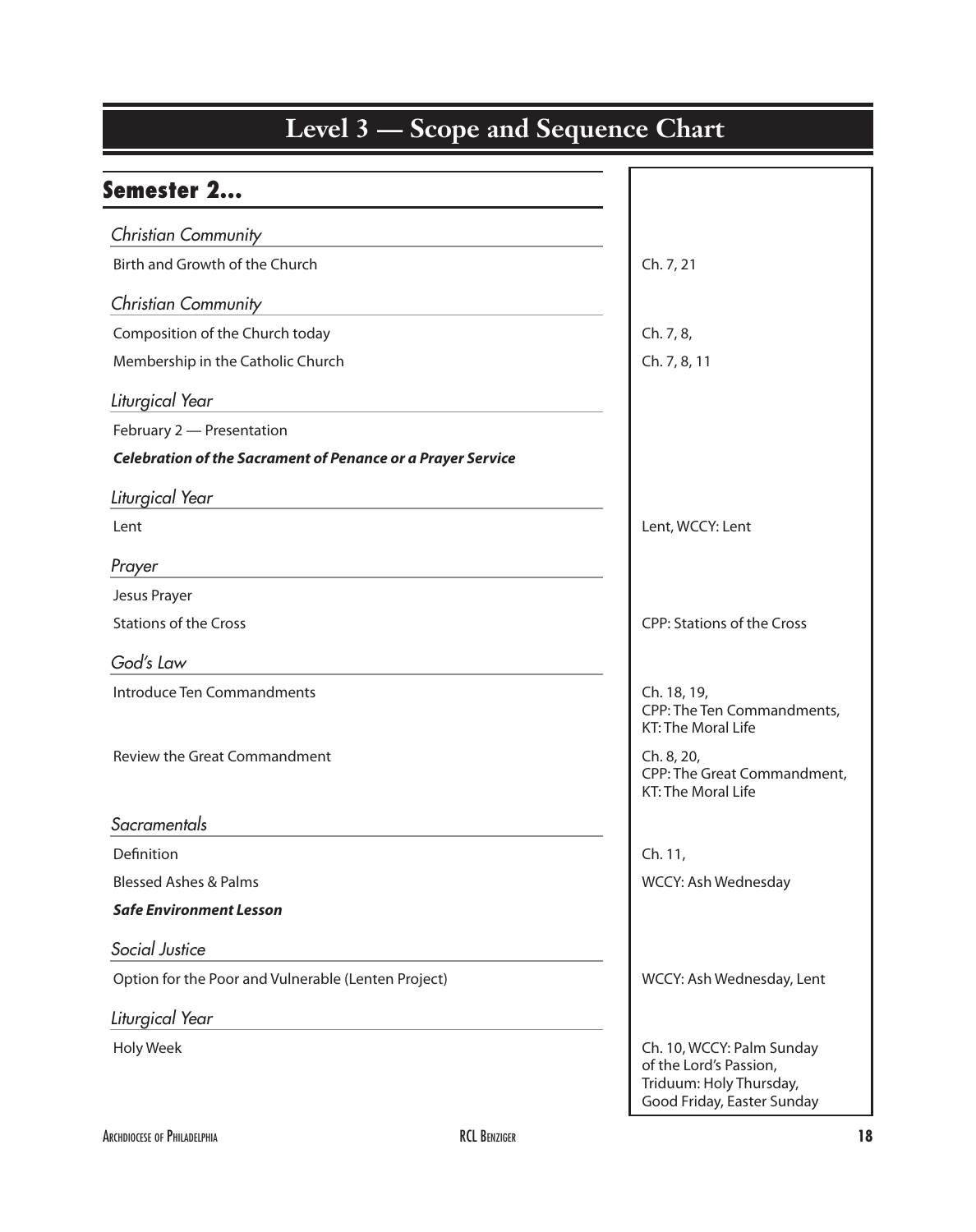# Level 3 — Scope and Sequence Chart

## Semester 2...

| Topic | Resources |
| --- | --- |
| *Christian Community* | |
| Birth and Growth of the Church | Ch. 7, 21 |
| *Christian Community* | |
| Composition of the Church today | Ch. 7, 8, |
| Membership in the Catholic Church | Ch. 7, 8, 11 |
| *Liturgical Year* | |
| February 2 — Presentation | |
| ***Celebration of the Sacrament of Penance or a Prayer Service*** | |
| *Liturgical Year* | |
| Lent | Lent, WCCY: Lent |
| *Prayer* | |
| Jesus Prayer | |
| Stations of the Cross | CPP: Stations of the Cross |
| *God's Law* | |
| Introduce Ten Commandments | Ch. 18, 19, CPP: The Ten Commandments, KT: The Moral Life |
| Review the Great Commandment | Ch. 8, 20, CPP: The Great Commandment, KT: The Moral Life |
| *Sacramentals* | |
| Definition | Ch. 11, |
| Blessed Ashes & Palms | WCCY: Ash Wednesday |
| ***Safe Environment Lesson*** | |
| *Social Justice* | |
| Option for the Poor and Vulnerable (Lenten Project) | WCCY: Ash Wednesday, Lent |
| *Liturgical Year* | |
| Holy Week | Ch. 10, WCCY: Palm Sunday of the Lord's Passion, Triduum: Holy Thursday, Good Friday, Easter Sunday |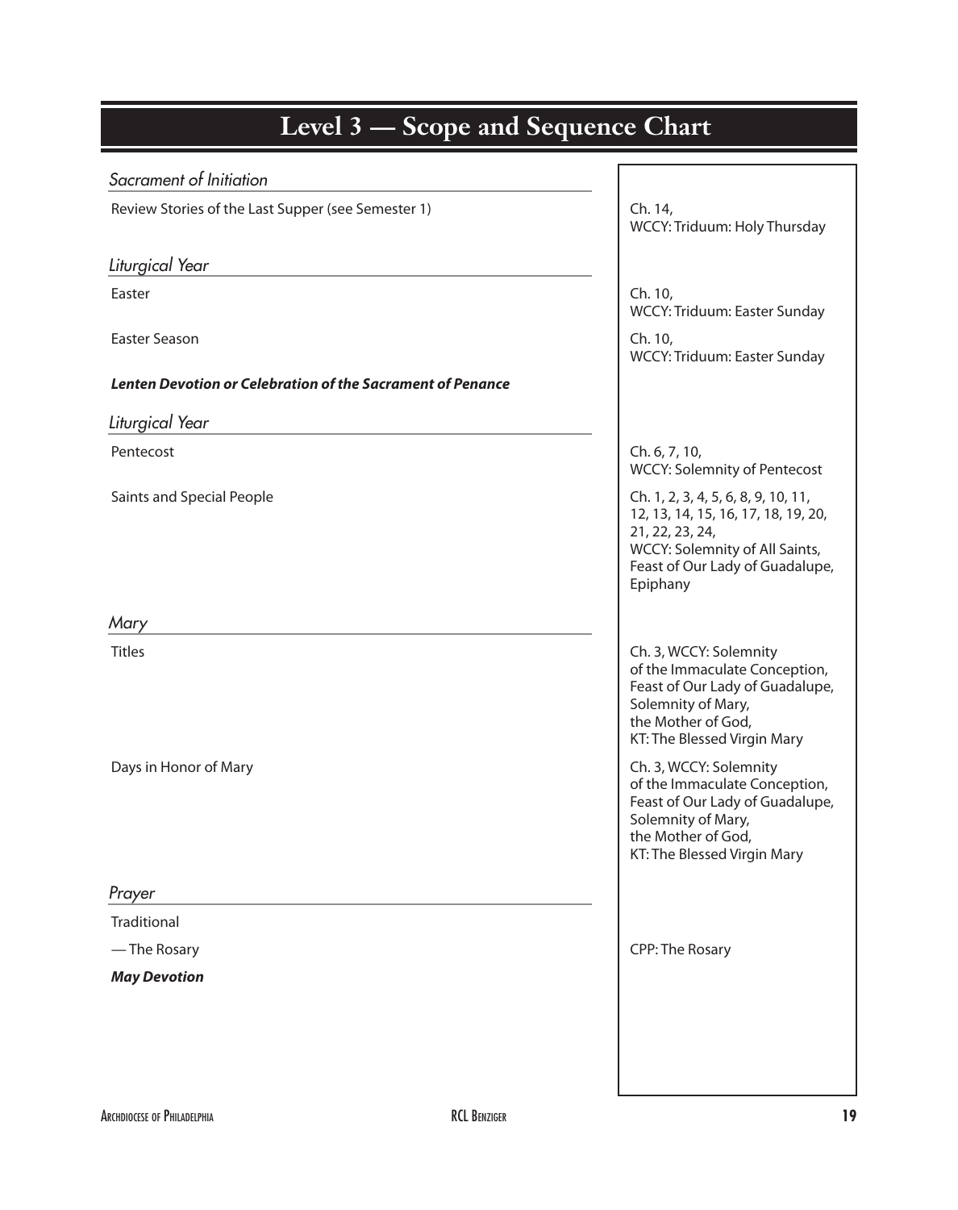# Level 3 — Scope and Sequence Chart

| | |
|---|---|
| *Sacrament of Initiation* | |
| Review Stories of the Last Supper (see Semester 1) | Ch. 14, WCCY: Triduum: Holy Thursday |
| *Liturgical Year* | |
| Easter | Ch. 10, WCCY: Triduum: Easter Sunday |
| Easter Season | Ch. 10, WCCY: Triduum: Easter Sunday |
| ***Lenten Devotion or Celebration of the Sacrament of Penance*** | |
| *Liturgical Year* | |
| Pentecost | Ch. 6, 7, 10, WCCY: Solemnity of Pentecost |
| Saints and Special People | Ch. 1, 2, 3, 4, 5, 6, 8, 9, 10, 11, 12, 13, 14, 15, 16, 17, 18, 19, 20, 21, 22, 23, 24, WCCY: Solemnity of All Saints, Feast of Our Lady of Guadalupe, Epiphany |
| *Mary* | |
| Titles | Ch. 3, WCCY: Solemnity of the Immaculate Conception, Feast of Our Lady of Guadalupe, Solemnity of Mary, the Mother of God, KT: The Blessed Virgin Mary |
| Days in Honor of Mary | Ch. 3, WCCY: Solemnity of the Immaculate Conception, Feast of Our Lady of Guadalupe, Solemnity of Mary, the Mother of God, KT: The Blessed Virgin Mary |
| *Prayer* | |
| Traditional | |
| — The Rosary | CPP: The Rosary |
| ***May Devotion*** | |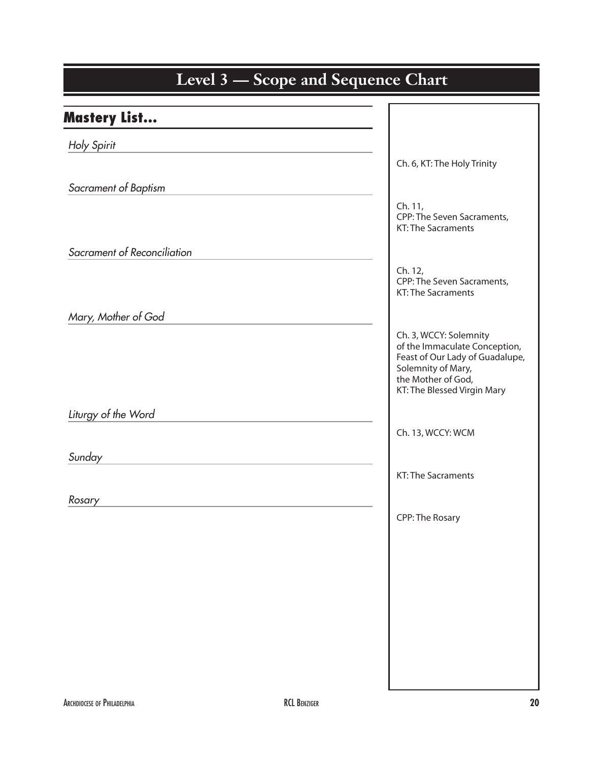# Level 3 — Scope and Sequence Chart

## Mastery List...

| Mastery List | References |
|---|---|
| *Holy Spirit* | Ch. 6, KT: The Holy Trinity |
| *Sacrament of Baptism* | Ch. 11, CPP: The Seven Sacraments, KT: The Sacraments |
| *Sacrament of Reconciliation* | Ch. 12, CPP: The Seven Sacraments, KT: The Sacraments |
| *Mary, Mother of God* | Ch. 3, WCCY: Solemnity of the Immaculate Conception, Feast of Our Lady of Guadalupe, Solemnity of Mary, the Mother of God, KT: The Blessed Virgin Mary |
| *Liturgy of the Word* | Ch. 13, WCCY: WCM |
| *Sunday* | KT: The Sacraments |
| *Rosary* | CPP: The Rosary |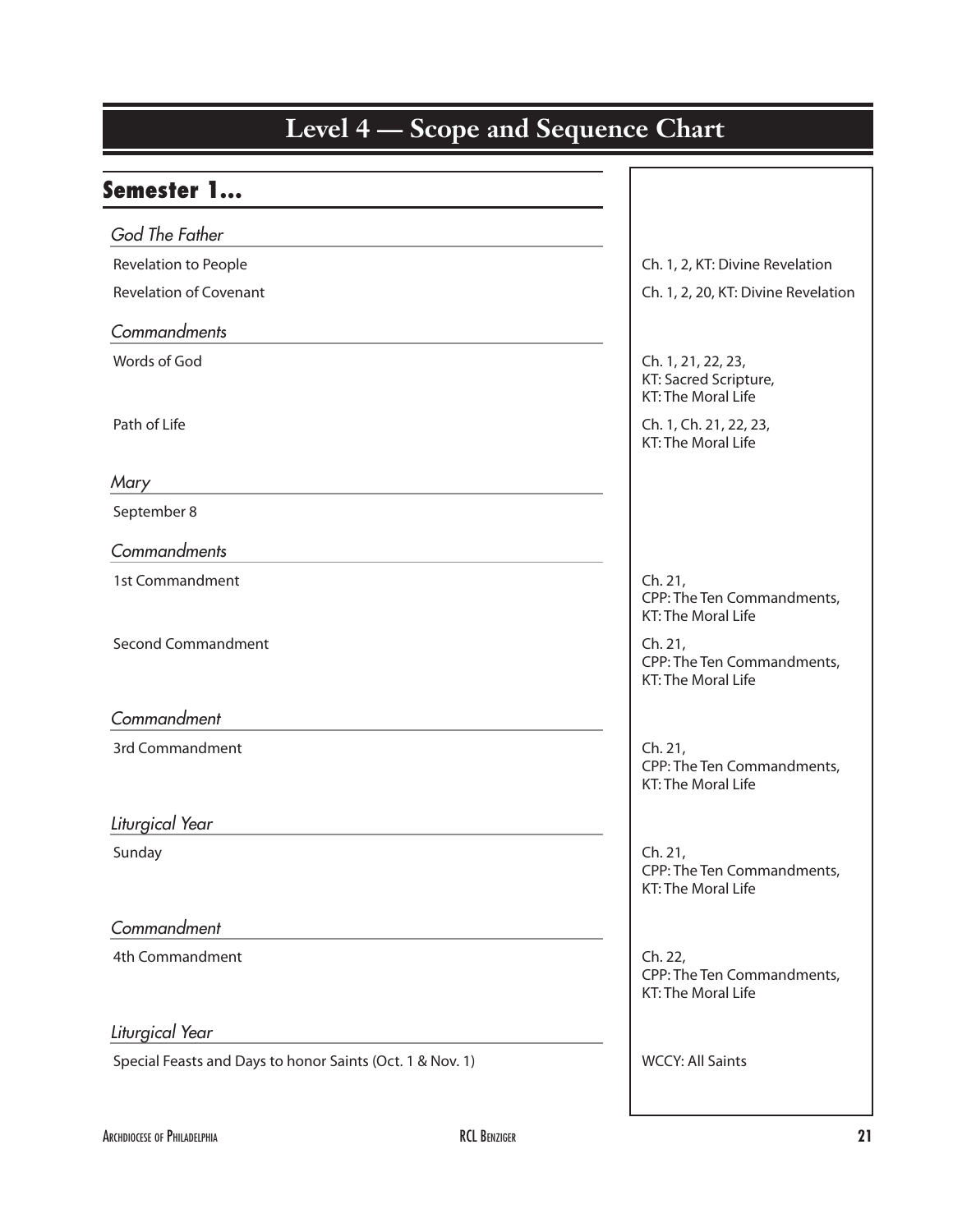# Level 4 — Scope and Sequence Chart

## Semester 1...

| | |
|---|---|
| ***God The Father*** | |
| Revelation to People | Ch. 1, 2, KT: Divine Revelation |
| Revelation of Covenant | Ch. 1, 2, 20, KT: Divine Revelation |
| ***Commandments*** | |
| Words of God | Ch. 1, 21, 22, 23, KT: Sacred Scripture, KT: The Moral Life |
| Path of Life | Ch. 1, Ch. 21, 22, 23, KT: The Moral Life |
| ***Mary*** | |
| September 8 | |
| ***Commandments*** | |
| 1st Commandment | Ch. 21, CPP: The Ten Commandments, KT: The Moral Life |
| Second Commandment | Ch. 21, CPP: The Ten Commandments, KT: The Moral Life |
| ***Commandment*** | |
| 3rd Commandment | Ch. 21, CPP: The Ten Commandments, KT: The Moral Life |
| ***Liturgical Year*** | |
| Sunday | Ch. 21, CPP: The Ten Commandments, KT: The Moral Life |
| ***Commandment*** | |
| 4th Commandment | Ch. 22, CPP: The Ten Commandments, KT: The Moral Life |
| ***Liturgical Year*** | |
| Special Feasts and Days to honor Saints (Oct. 1 & Nov. 1) | WCCY: All Saints |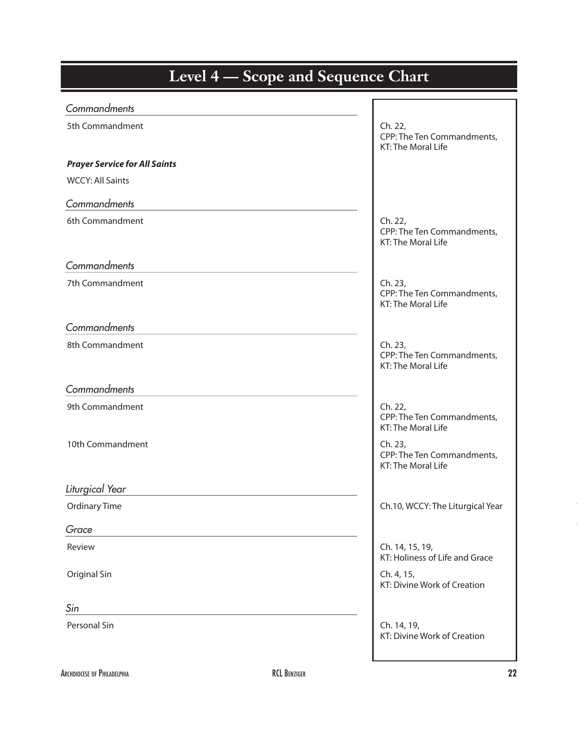# Level 4 — Scope and Sequence Chart

| | |
|---|---|
| *Commandments* | |
| 5th Commandment | Ch. 22, CPP: The Ten Commandments, KT: The Moral Life |
| ***Prayer Service for All Saints*** | |
| WCCY: All Saints | |
| *Commandments* | |
| 6th Commandment | Ch. 22, CPP: The Ten Commandments, KT: The Moral Life |
| *Commandments* | |
| 7th Commandment | Ch. 23, CPP: The Ten Commandments, KT: The Moral Life |
| *Commandments* | |
| 8th Commandment | Ch. 23, CPP: The Ten Commandments, KT: The Moral Life |
| *Commandments* | |
| 9th Commandment | Ch. 22, CPP: The Ten Commandments, KT: The Moral Life |
| 10th Commandment | Ch. 23, CPP: The Ten Commandments, KT: The Moral Life |
| *Liturgical Year* | |
| Ordinary Time | Ch.10, WCCY: The Liturgical Year |
| *Grace* | |
| Review | Ch. 14, 15, 19, KT: Holiness of Life and Grace |
| Original Sin | Ch. 4, 15, KT: Divine Work of Creation |
| *Sin* | |
| Personal Sin | Ch. 14, 19, KT: Divine Work of Creation |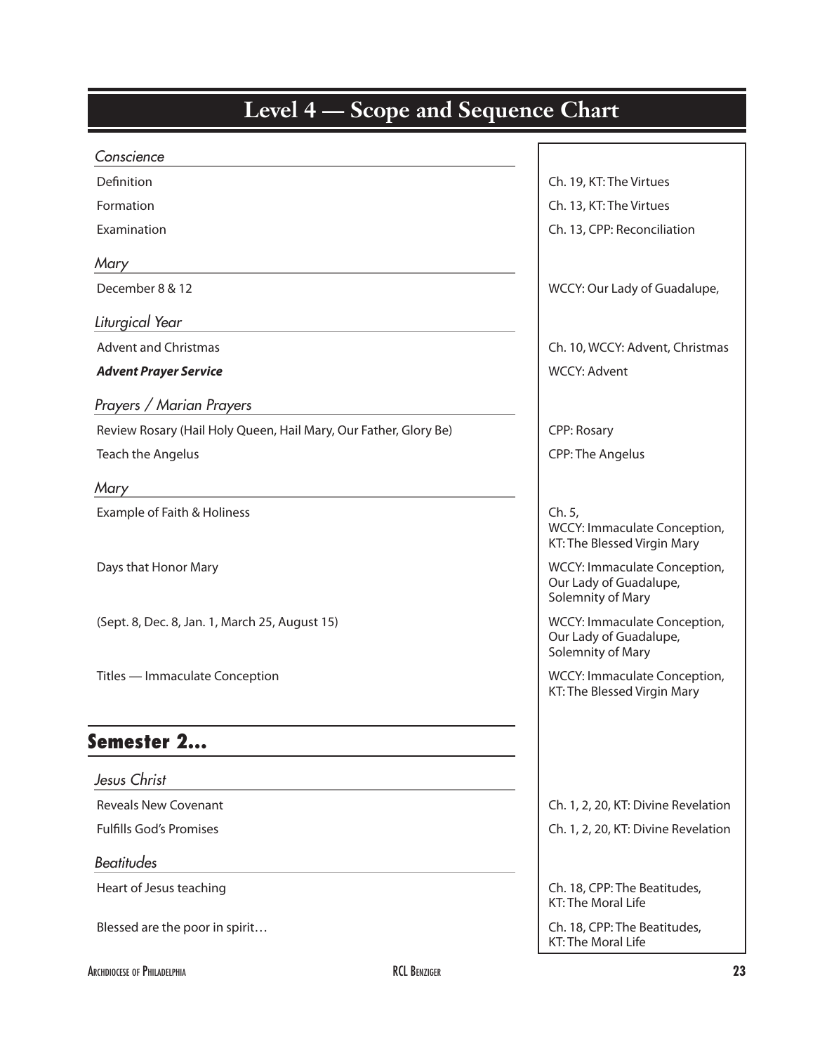# Level 4 — Scope and Sequence Chart

| | |
|---|---|
| ***Conscience*** | |
| Definition | Ch. 19, KT: The Virtues |
| Formation | Ch. 13, KT: The Virtues |
| Examination | Ch. 13, CPP: Reconciliation |
| ***Mary*** | |
| December 8 & 12 | WCCY: Our Lady of Guadalupe, |
| ***Liturgical Year*** | |
| Advent and Christmas | Ch. 10, WCCY: Advent, Christmas |
| ***Advent Prayer Service*** | WCCY: Advent |
| ***Prayers / Marian Prayers*** | |
| Review Rosary (Hail Holy Queen, Hail Mary, Our Father, Glory Be) | CPP: Rosary |
| Teach the Angelus | CPP: The Angelus |
| ***Mary*** | |
| Example of Faith & Holiness | Ch. 5, WCCY: Immaculate Conception, KT: The Blessed Virgin Mary |
| Days that Honor Mary | WCCY: Immaculate Conception, Our Lady of Guadalupe, Solemnity of Mary |
| (Sept. 8, Dec. 8, Jan. 1, March 25, August 15) | WCCY: Immaculate Conception, Our Lady of Guadalupe, Solemnity of Mary |
| Titles — Immaculate Conception | WCCY: Immaculate Conception, KT: The Blessed Virgin Mary |

## Semester 2...

| | |
|---|---|
| ***Jesus Christ*** | |
| Reveals New Covenant | Ch. 1, 2, 20, KT: Divine Revelation |
| Fulfills God's Promises | Ch. 1, 2, 20, KT: Divine Revelation |
| ***Beatitudes*** | |
| Heart of Jesus teaching | Ch. 18, CPP: The Beatitudes, KT: The Moral Life |
| Blessed are the poor in spirit… | Ch. 18, CPP: The Beatitudes, KT: The Moral Life |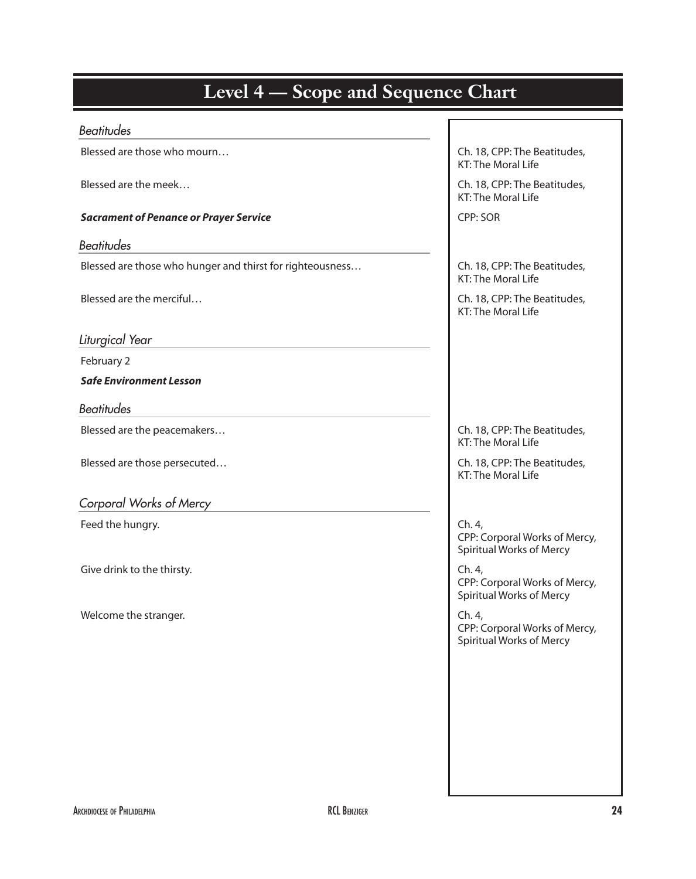# Level 4 — Scope and Sequence Chart

| | |
|---|---|
| *Beatitudes* | |
| Blessed are those who mourn… | Ch. 18, CPP: The Beatitudes, KT: The Moral Life |
| Blessed are the meek… | Ch. 18, CPP: The Beatitudes, KT: The Moral Life |
| ***Sacrament of Penance or Prayer Service*** | CPP: SOR |
| *Beatitudes* | |
| Blessed are those who hunger and thirst for righteousness… | Ch. 18, CPP: The Beatitudes, KT: The Moral Life |
| Blessed are the merciful… | Ch. 18, CPP: The Beatitudes, KT: The Moral Life |
| *Liturgical Year* | |
| February 2 | |
| ***Safe Environment Lesson*** | |
| *Beatitudes* | |
| Blessed are the peacemakers… | Ch. 18, CPP: The Beatitudes, KT: The Moral Life |
| Blessed are those persecuted… | Ch. 18, CPP: The Beatitudes, KT: The Moral Life |
| *Corporal Works of Mercy* | |
| Feed the hungry. | Ch. 4, CPP: Corporal Works of Mercy, Spiritual Works of Mercy |
| Give drink to the thirsty. | Ch. 4, CPP: Corporal Works of Mercy, Spiritual Works of Mercy |
| Welcome the stranger. | Ch. 4, CPP: Corporal Works of Mercy, Spiritual Works of Mercy |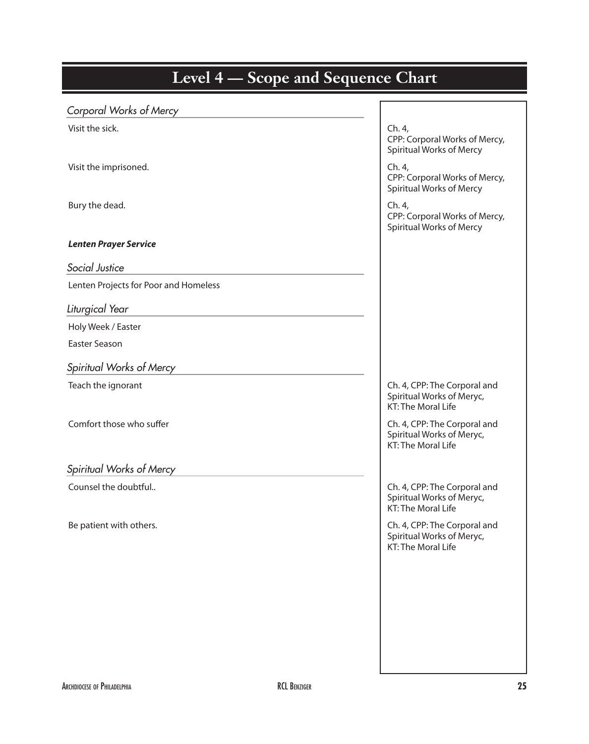# Level 4 — Scope and Sequence Chart

| *Corporal Works of Mercy* | |
|---|---|
| Visit the sick. | Ch. 4, CPP: Corporal Works of Mercy, Spiritual Works of Mercy |
| Visit the imprisoned. | Ch. 4, CPP: Corporal Works of Mercy, Spiritual Works of Mercy |
| Bury the dead. | Ch. 4, CPP: Corporal Works of Mercy, Spiritual Works of Mercy |
| ***Lenten Prayer Service*** | |
| *Social Justice* | |
| Lenten Projects for Poor and Homeless | |
| *Liturgical Year* | |
| Holy Week / Easter | |
| Easter Season | |
| *Spiritual Works of Mercy* | |
| Teach the ignorant | Ch. 4, CPP: The Corporal and Spiritual Works of Meryc, KT: The Moral Life |
| Comfort those who suffer | Ch. 4, CPP: The Corporal and Spiritual Works of Meryc, KT: The Moral Life |
| *Spiritual Works of Mercy* | |
| Counsel the doubtful.. | Ch. 4, CPP: The Corporal and Spiritual Works of Meryc, KT: The Moral Life |
| Be patient with others. | Ch. 4, CPP: The Corporal and Spiritual Works of Meryc, KT: The Moral Life |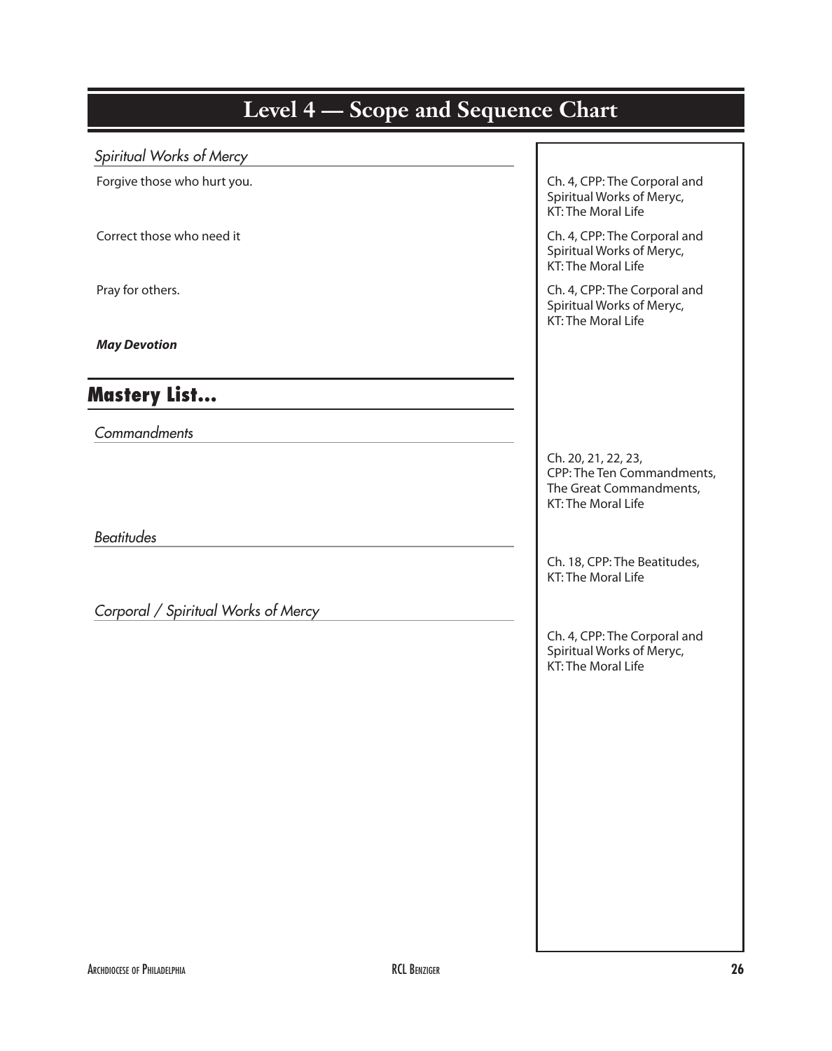# Level 4 — Scope and Sequence Chart

| | |
|---|---|
| *Spiritual Works of Mercy* | |
| Forgive those who hurt you. | Ch. 4, CPP: The Corporal and Spiritual Works of Meryc, KT: The Moral Life |
| Correct those who need it | Ch. 4, CPP: The Corporal and Spiritual Works of Meryc, KT: The Moral Life |
| Pray for others. | Ch. 4, CPP: The Corporal and Spiritual Works of Meryc, KT: The Moral Life |
| ***May Devotion*** | |

## Mastery List...

| | |
|---|---|
| *Commandments* | Ch. 20, 21, 22, 23, CPP: The Ten Commandments, The Great Commandments, KT: The Moral Life |
| *Beatitudes* | Ch. 18, CPP: The Beatitudes, KT: The Moral Life |
| *Corporal / Spiritual Works of Mercy* | Ch. 4, CPP: The Corporal and Spiritual Works of Meryc, KT: The Moral Life |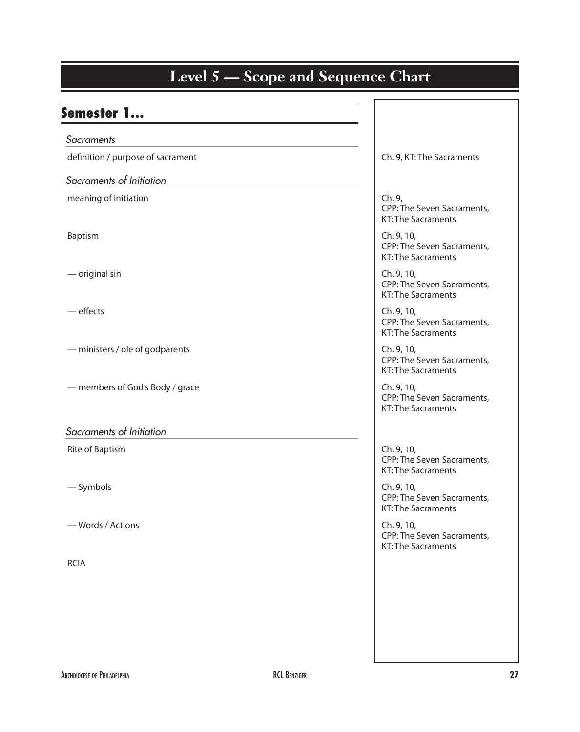# Level 5 — Scope and Sequence Chart

## Semester 1...

| | |
|---|---|
| *Sacraments* | |
| definition / purpose of sacrament | Ch. 9, KT: The Sacraments |
| *Sacraments of Initiation* | |
| meaning of initiation | Ch. 9, CPP: The Seven Sacraments, KT: The Sacraments |
| Baptism | Ch. 9, 10, CPP: The Seven Sacraments, KT: The Sacraments |
| — original sin | Ch. 9, 10, CPP: The Seven Sacraments, KT: The Sacraments |
| — effects | Ch. 9, 10, CPP: The Seven Sacraments, KT: The Sacraments |
| — ministers / ole of godparents | Ch. 9, 10, CPP: The Seven Sacraments, KT: The Sacraments |
| — members of God's Body / grace | Ch. 9, 10, CPP: The Seven Sacraments, KT: The Sacraments |
| *Sacraments of Initiation* | |
| Rite of Baptism | Ch. 9, 10, CPP: The Seven Sacraments, KT: The Sacraments |
| — Symbols | Ch. 9, 10, CPP: The Seven Sacraments, KT: The Sacraments |
| — Words / Actions | Ch. 9, 10, CPP: The Seven Sacraments, KT: The Sacraments |
| RCIA | |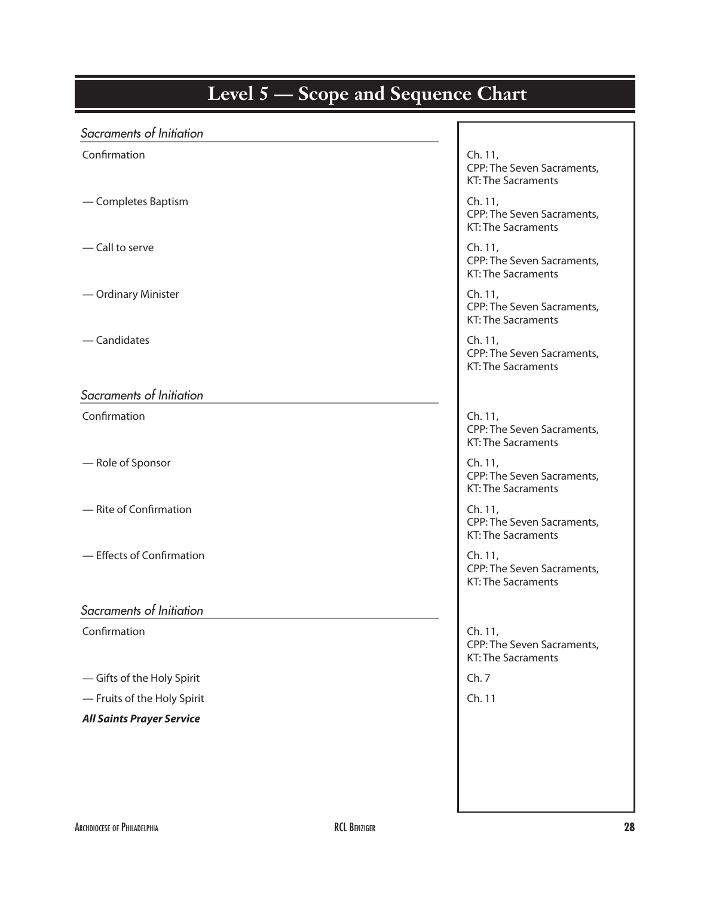# Level 5 — Scope and Sequence Chart

| *Sacraments of Initiation* | |
|---|---|
| Confirmation | Ch. 11, CPP: The Seven Sacraments, KT: The Sacraments |
| — Completes Baptism | Ch. 11, CPP: The Seven Sacraments, KT: The Sacraments |
| — Call to serve | Ch. 11, CPP: The Seven Sacraments, KT: The Sacraments |
| — Ordinary Minister | Ch. 11, CPP: The Seven Sacraments, KT: The Sacraments |
| — Candidates | Ch. 11, CPP: The Seven Sacraments, KT: The Sacraments |
| *Sacraments of Initiation* | |
| Confirmation | Ch. 11, CPP: The Seven Sacraments, KT: The Sacraments |
| — Role of Sponsor | Ch. 11, CPP: The Seven Sacraments, KT: The Sacraments |
| — Rite of Confirmation | Ch. 11, CPP: The Seven Sacraments, KT: The Sacraments |
| — Effects of Confirmation | Ch. 11, CPP: The Seven Sacraments, KT: The Sacraments |
| *Sacraments of Initiation* | |
| Confirmation | Ch. 11, CPP: The Seven Sacraments, KT: The Sacraments |
| — Gifts of the Holy Spirit | Ch. 7 |
| — Fruits of the Holy Spirit | Ch. 11 |
| ***All Saints Prayer Service*** | |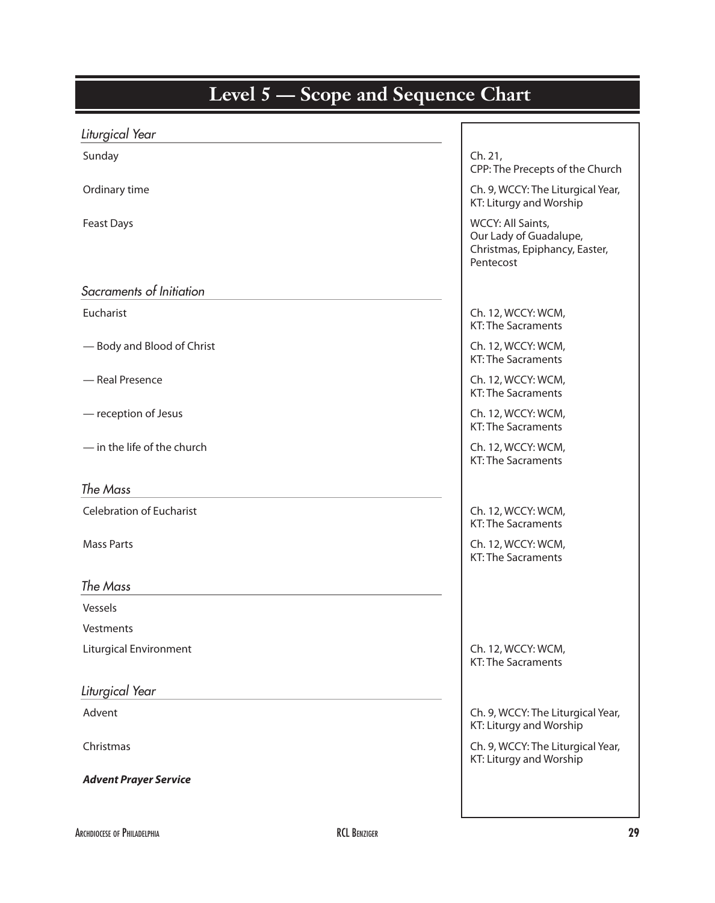# Level 5 — Scope and Sequence Chart

| *Liturgical Year* | |
|---|---|
| Sunday | Ch. 21, CPP: The Precepts of the Church |
| Ordinary time | Ch. 9, WCCY: The Liturgical Year, KT: Liturgy and Worship |
| Feast Days | WCCY: All Saints, Our Lady of Guadalupe, Christmas, Epiphancy, Easter, Pentecost |
| *Sacraments of Initiation* | |
| Eucharist | Ch. 12, WCCY: WCM, KT: The Sacraments |
| — Body and Blood of Christ | Ch. 12, WCCY: WCM, KT: The Sacraments |
| — Real Presence | Ch. 12, WCCY: WCM, KT: The Sacraments |
| — reception of Jesus | Ch. 12, WCCY: WCM, KT: The Sacraments |
| — in the life of the church | Ch. 12, WCCY: WCM, KT: The Sacraments |
| *The Mass* | |
| Celebration of Eucharist | Ch. 12, WCCY: WCM, KT: The Sacraments |
| Mass Parts | Ch. 12, WCCY: WCM, KT: The Sacraments |
| *The Mass* | |
| Vessels | |
| Vestments | |
| Liturgical Environment | Ch. 12, WCCY: WCM, KT: The Sacraments |
| *Liturgical Year* | |
| Advent | Ch. 9, WCCY: The Liturgical Year, KT: Liturgy and Worship |
| Christmas | Ch. 9, WCCY: The Liturgical Year, KT: Liturgy and Worship |
| ***Advent Prayer Service*** | |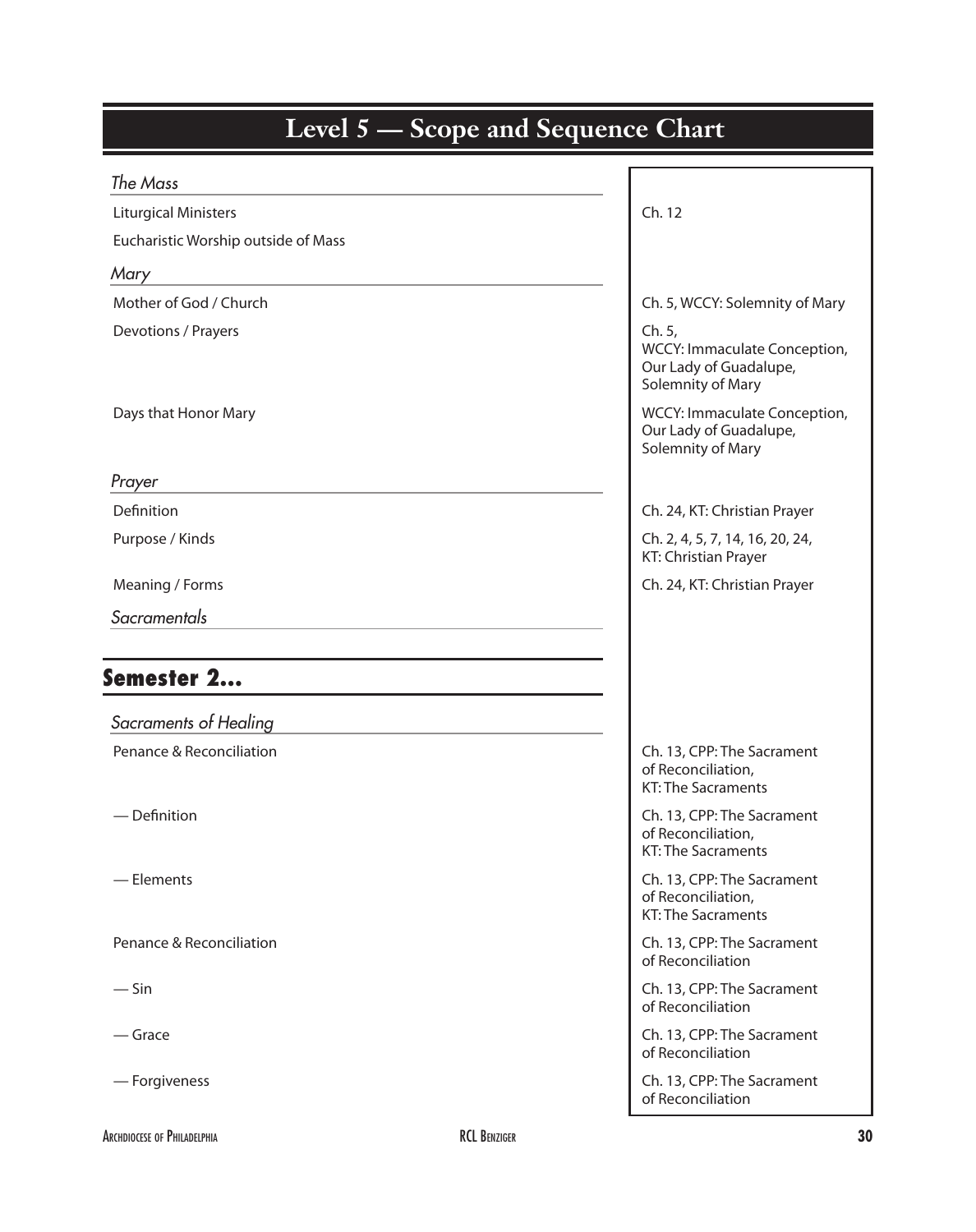# Level 5 — Scope and Sequence Chart

| Topic | Reference |
| --- | --- |
| ***The Mass*** | |
| Liturgical Ministers | Ch. 12 |
| Eucharistic Worship outside of Mass | |
| ***Mary*** | |
| Mother of God / Church | Ch. 5, WCCY: Solemnity of Mary |
| Devotions / Prayers | Ch. 5, WCCY: Immaculate Conception, Our Lady of Guadalupe, Solemnity of Mary |
| Days that Honor Mary | WCCY: Immaculate Conception, Our Lady of Guadalupe, Solemnity of Mary |
| ***Prayer*** | |
| Definition | Ch. 24, KT: Christian Prayer |
| Purpose / Kinds | Ch. 2, 4, 5, 7, 14, 16, 20, 24, KT: Christian Prayer |
| Meaning / Forms | Ch. 24, KT: Christian Prayer |
| ***Sacramentals*** | |

## Semester 2...

| Topic | Reference |
| --- | --- |
| ***Sacraments of Healing*** | |
| Penance & Reconciliation | Ch. 13, CPP: The Sacrament of Reconciliation, KT: The Sacraments |
| — Definition | Ch. 13, CPP: The Sacrament of Reconciliation, KT: The Sacraments |
| — Elements | Ch. 13, CPP: The Sacrament of Reconciliation, KT: The Sacraments |
| Penance & Reconciliation | Ch. 13, CPP: The Sacrament of Reconciliation |
| — Sin | Ch. 13, CPP: The Sacrament of Reconciliation |
| — Grace | Ch. 13, CPP: The Sacrament of Reconciliation |
| — Forgiveness | Ch. 13, CPP: The Sacrament of Reconciliation |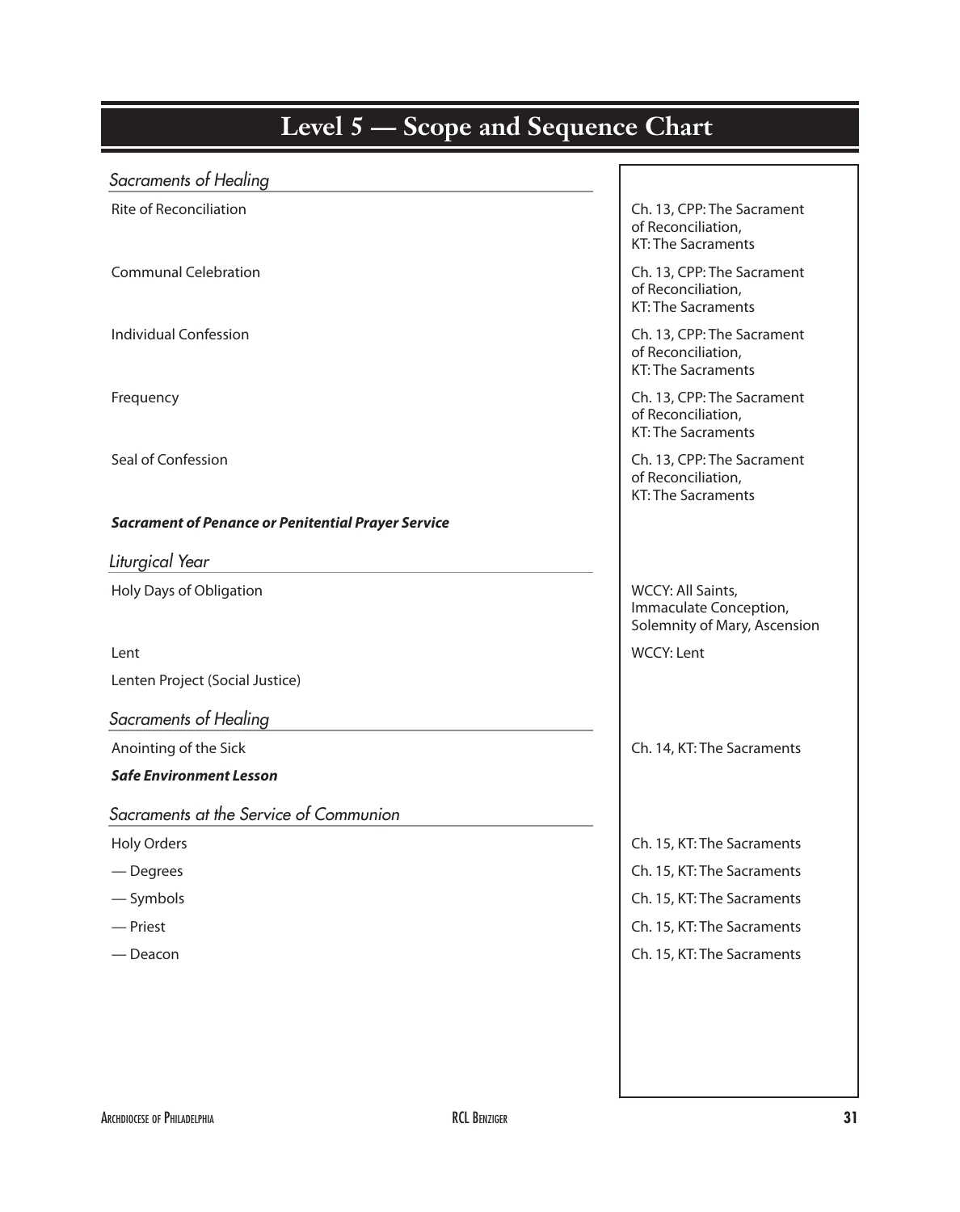# Level 5 — Scope and Sequence Chart

| | |
|---|---|
| ***Sacraments of Healing*** | |
| Rite of Reconciliation | Ch. 13, CPP: The Sacrament of Reconciliation, KT: The Sacraments |
| Communal Celebration | Ch. 13, CPP: The Sacrament of Reconciliation, KT: The Sacraments |
| Individual Confession | Ch. 13, CPP: The Sacrament of Reconciliation, KT: The Sacraments |
| Frequency | Ch. 13, CPP: The Sacrament of Reconciliation, KT: The Sacraments |
| Seal of Confession | Ch. 13, CPP: The Sacrament of Reconciliation, KT: The Sacraments |
| ***Sacrament of Penance or Penitential Prayer Service*** | |
| ***Liturgical Year*** | |
| Holy Days of Obligation | WCCY: All Saints, Immaculate Conception, Solemnity of Mary, Ascension |
| Lent | WCCY: Lent |
| Lenten Project (Social Justice) | |
| ***Sacraments of Healing*** | |
| Anointing of the Sick | Ch. 14, KT: The Sacraments |
| ***Safe Environment Lesson*** | |
| ***Sacraments at the Service of Communion*** | |
| Holy Orders | Ch. 15, KT: The Sacraments |
| — Degrees | Ch. 15, KT: The Sacraments |
| — Symbols | Ch. 15, KT: The Sacraments |
| — Priest | Ch. 15, KT: The Sacraments |
| — Deacon | Ch. 15, KT: The Sacraments |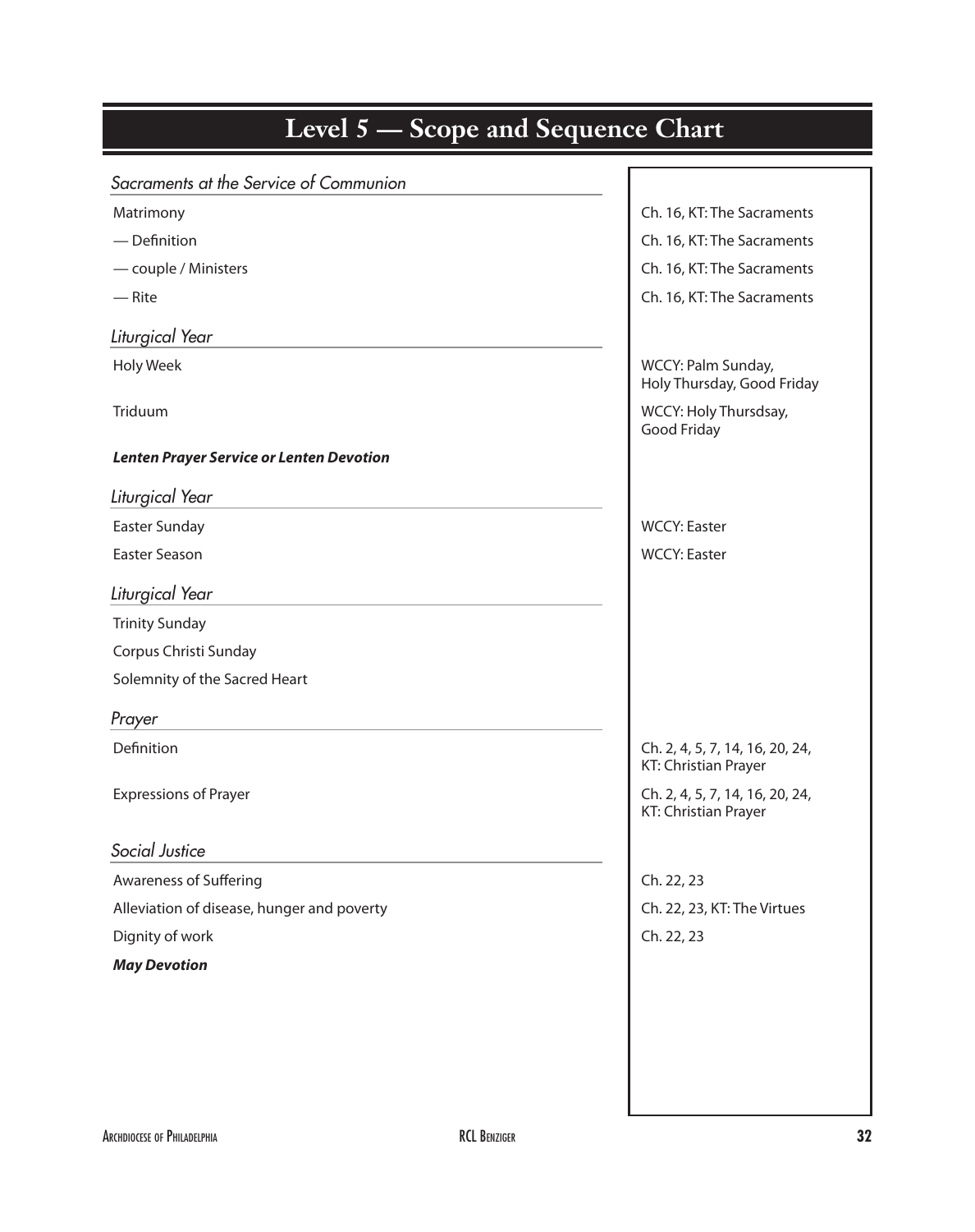# Level 5 — Scope and Sequence Chart

| | |
|---|---|
| *Sacraments at the Service of Communion* | |
| Matrimony | Ch. 16, KT: The Sacraments |
| — Definition | Ch. 16, KT: The Sacraments |
| — couple / Ministers | Ch. 16, KT: The Sacraments |
| — Rite | Ch. 16, KT: The Sacraments |
| *Liturgical Year* | |
| Holy Week | WCCY: Palm Sunday, Holy Thursday, Good Friday |
| Triduum | WCCY: Holy Thursdsay, Good Friday |
| ***Lenten Prayer Service or Lenten Devotion*** | |
| *Liturgical Year* | |
| Easter Sunday | WCCY: Easter |
| Easter Season | WCCY: Easter |
| *Liturgical Year* | |
| Trinity Sunday | |
| Corpus Christi Sunday | |
| Solemnity of the Sacred Heart | |
| *Prayer* | |
| Definition | Ch. 2, 4, 5, 7, 14, 16, 20, 24, KT: Christian Prayer |
| Expressions of Prayer | Ch. 2, 4, 5, 7, 14, 16, 20, 24, KT: Christian Prayer |
| *Social Justice* | |
| Awareness of Suffering | Ch. 22, 23 |
| Alleviation of disease, hunger and poverty | Ch. 22, 23, KT: The Virtues |
| Dignity of work | Ch. 22, 23 |
| ***May Devotion*** | |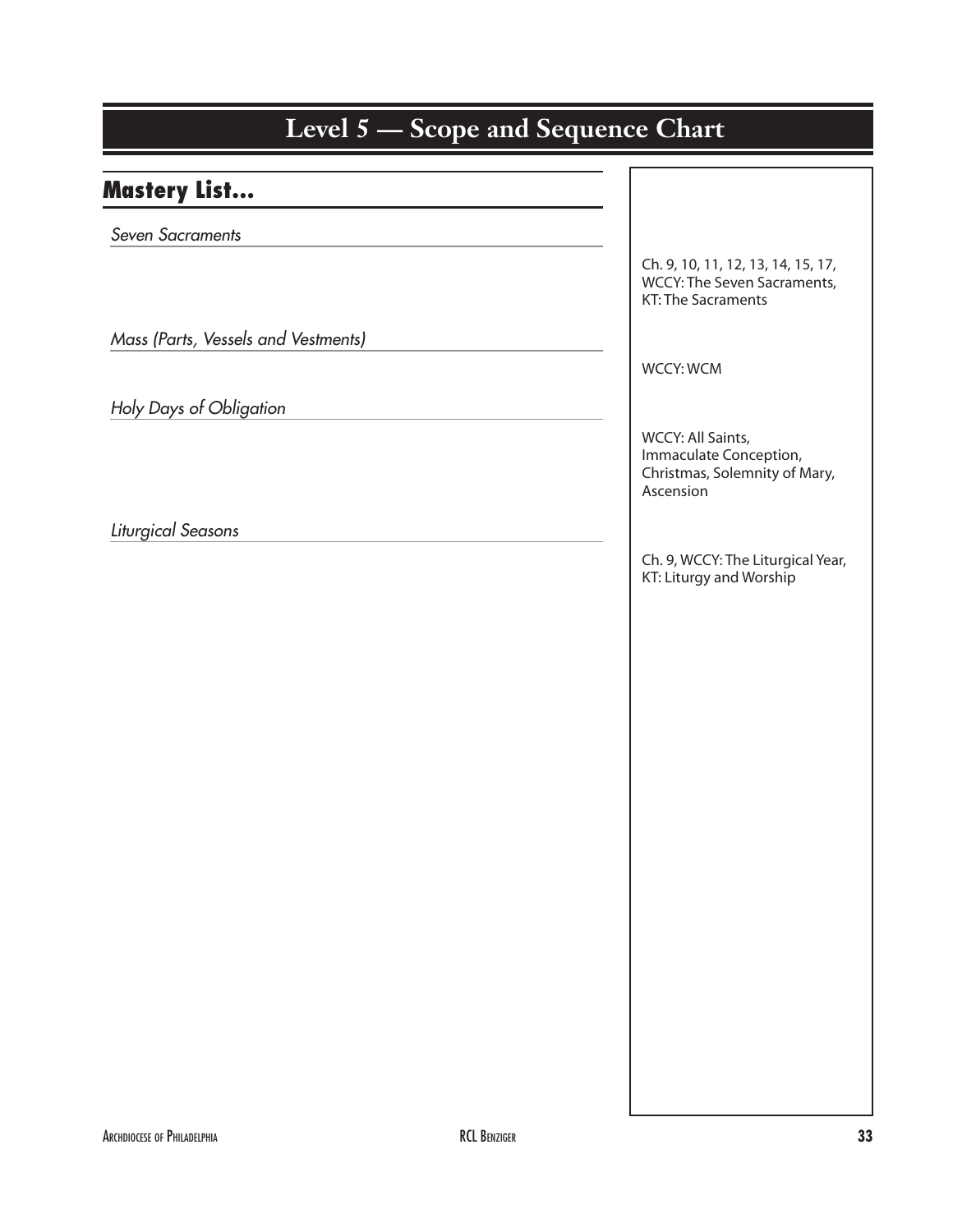# Level 5 — Scope and Sequence Chart

## Mastery List...

| Mastery List | References |
| --- | --- |
| *Seven Sacraments* | Ch. 9, 10, 11, 12, 13, 14, 15, 17, WCCY: The Seven Sacraments, KT: The Sacraments |
| *Mass (Parts, Vessels and Vestments)* | WCCY: WCM |
| *Holy Days of Obligation* | WCCY: All Saints, Immaculate Conception, Christmas, Solemnity of Mary, Ascension |
| *Liturgical Seasons* | Ch. 9, WCCY: The Liturgical Year, KT: Liturgy and Worship |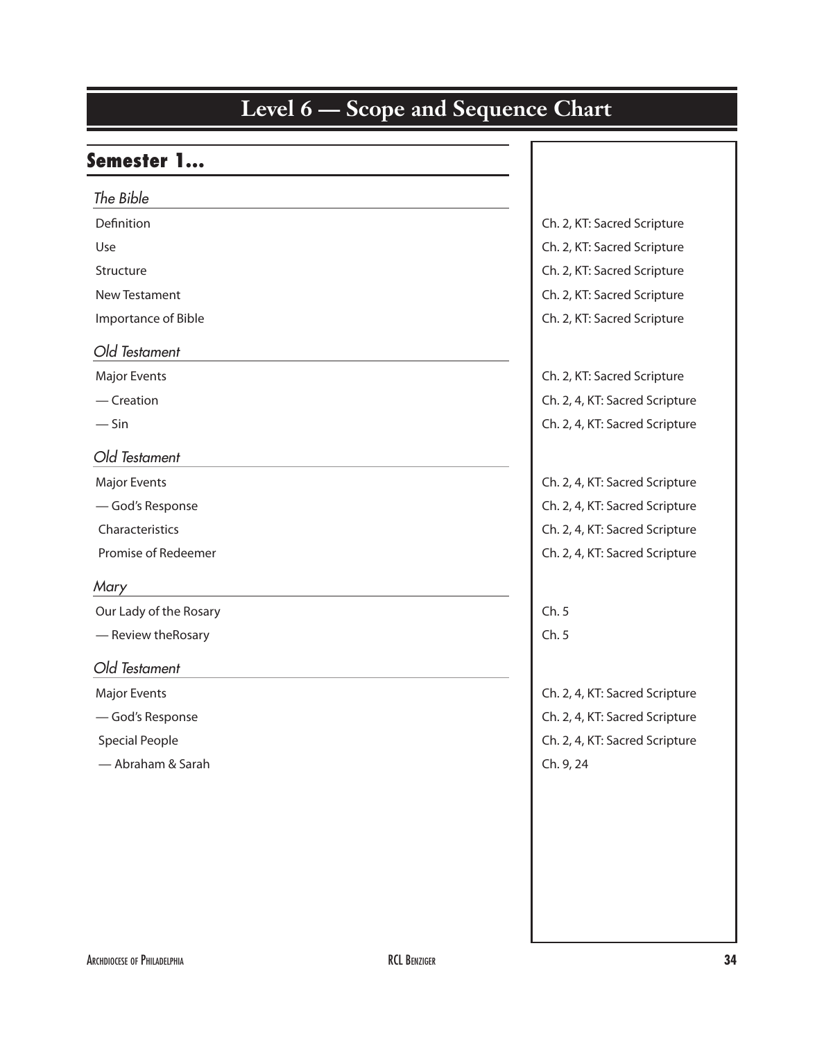# Level 6 — Scope and Sequence Chart

## Semester 1...

| *The Bible* | |
|---|---|
| Definition | Ch. 2, KT: Sacred Scripture |
| Use | Ch. 2, KT: Sacred Scripture |
| Structure | Ch. 2, KT: Sacred Scripture |
| New Testament | Ch. 2, KT: Sacred Scripture |
| Importance of Bible | Ch. 2, KT: Sacred Scripture |
| ***Old Testament*** | |
| Major Events | Ch. 2, KT: Sacred Scripture |
| — Creation | Ch. 2, 4, KT: Sacred Scripture |
| — Sin | Ch. 2, 4, KT: Sacred Scripture |
| ***Old Testament*** | |
| Major Events | Ch. 2, 4, KT: Sacred Scripture |
| — God's Response | Ch. 2, 4, KT: Sacred Scripture |
| Characteristics | Ch. 2, 4, KT: Sacred Scripture |
| Promise of Redeemer | Ch. 2, 4, KT: Sacred Scripture |
| ***Mary*** | |
| Our Lady of the Rosary | Ch. 5 |
| — Review theRosary | Ch. 5 |
| ***Old Testament*** | |
| Major Events | Ch. 2, 4, KT: Sacred Scripture |
| — God's Response | Ch. 2, 4, KT: Sacred Scripture |
| Special People | Ch. 2, 4, KT: Sacred Scripture |
| — Abraham & Sarah | Ch. 9, 24 |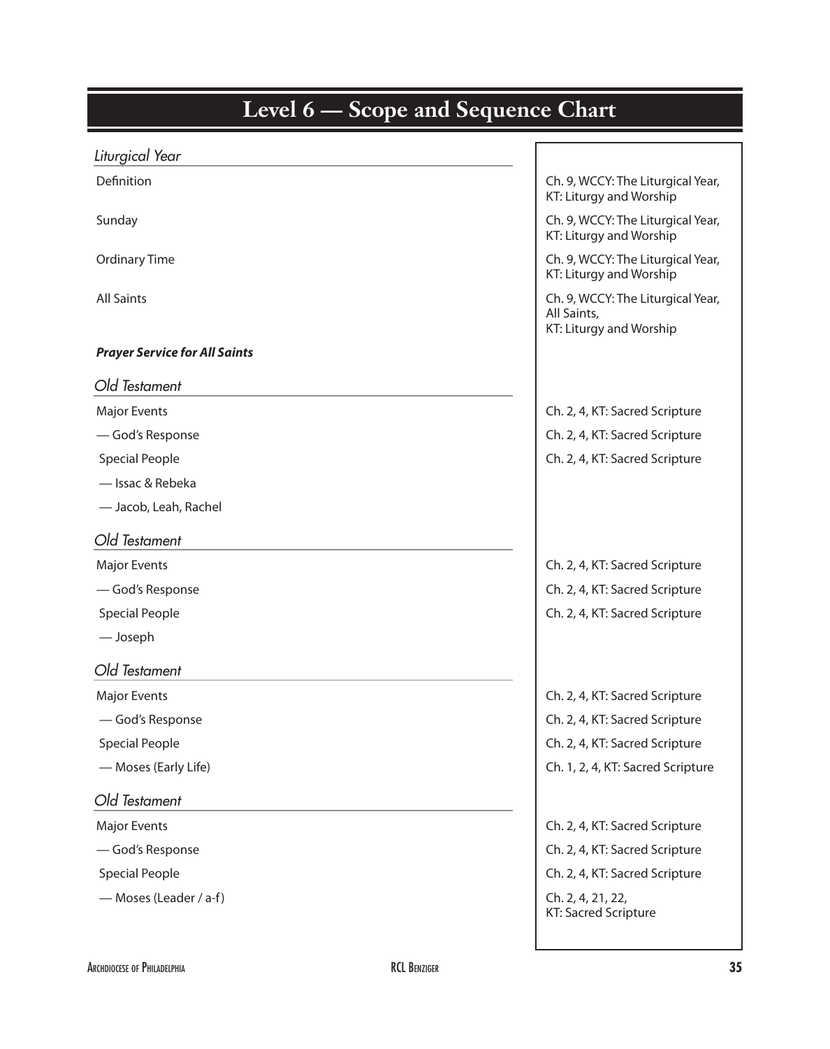# Level 6 — Scope and Sequence Chart

| Topic | Reference |
|---|---|
| *Liturgical Year* | |
| Definition | Ch. 9, WCCY: The Liturgical Year, KT: Liturgy and Worship |
| Sunday | Ch. 9, WCCY: The Liturgical Year, KT: Liturgy and Worship |
| Ordinary Time | Ch. 9, WCCY: The Liturgical Year, KT: Liturgy and Worship |
| All Saints | Ch. 9, WCCY: The Liturgical Year, All Saints, KT: Liturgy and Worship |
| ***Prayer Service for All Saints*** | |
| *Old Testament* | |
| Major Events | Ch. 2, 4, KT: Sacred Scripture |
| — God's Response | Ch. 2, 4, KT: Sacred Scripture |
| Special People | Ch. 2, 4, KT: Sacred Scripture |
| — Issac & Rebeka | |
| — Jacob, Leah, Rachel | |
| *Old Testament* | |
| Major Events | Ch. 2, 4, KT: Sacred Scripture |
| — God's Response | Ch. 2, 4, KT: Sacred Scripture |
| Special People | Ch. 2, 4, KT: Sacred Scripture |
| — Joseph | |
| *Old Testament* | |
| Major Events | Ch. 2, 4, KT: Sacred Scripture |
| — God's Response | Ch. 2, 4, KT: Sacred Scripture |
| Special People | Ch. 2, 4, KT: Sacred Scripture |
| — Moses (Early Life) | Ch. 1, 2, 4, KT: Sacred Scripture |
| *Old Testament* | |
| Major Events | Ch. 2, 4, KT: Sacred Scripture |
| — God's Response | Ch. 2, 4, KT: Sacred Scripture |
| Special People | Ch. 2, 4, KT: Sacred Scripture |
| — Moses (Leader / a-f) | Ch. 2, 4, 21, 22, KT: Sacred Scripture |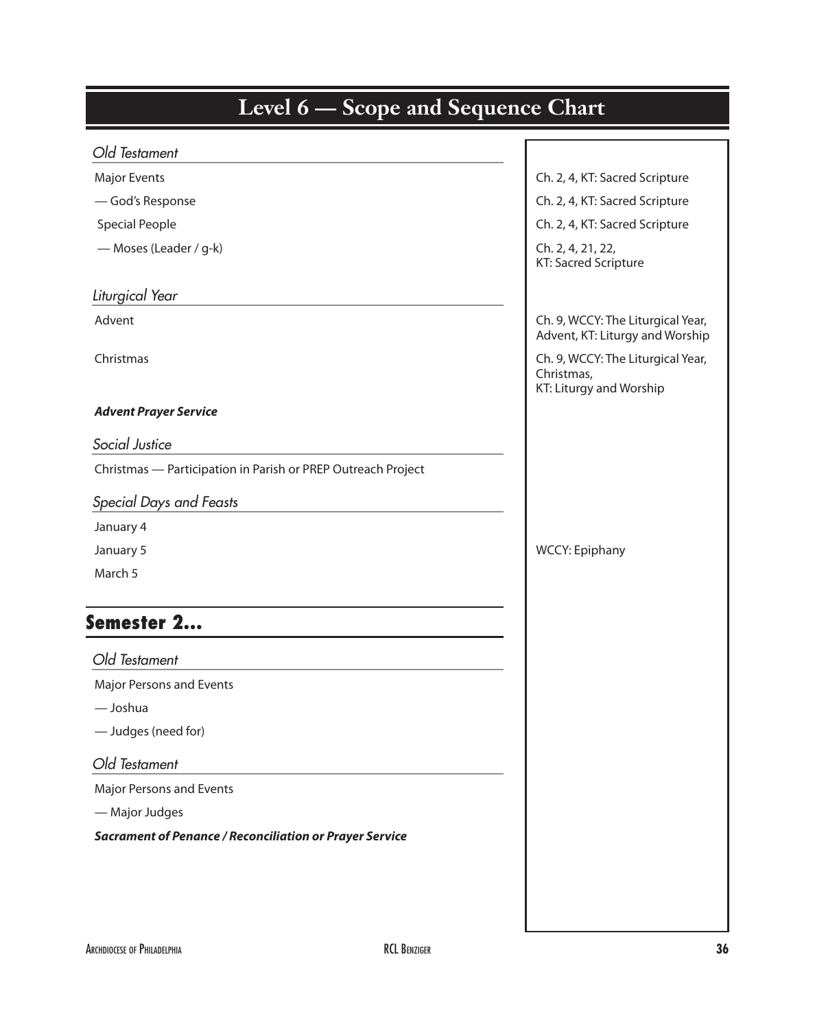# Level 6 — Scope and Sequence Chart

| | |
|---|---|
| ***Old Testament*** | |
| Major Events | Ch. 2, 4, KT: Sacred Scripture |
| — God's Response | Ch. 2, 4, KT: Sacred Scripture |
| Special People | Ch. 2, 4, KT: Sacred Scripture |
| — Moses (Leader / g-k) | Ch. 2, 4, 21, 22, KT: Sacred Scripture |
| ***Liturgical Year*** | |
| Advent | Ch. 9, WCCY: The Liturgical Year, Advent, KT: Liturgy and Worship |
| Christmas | Ch. 9, WCCY: The Liturgical Year, Christmas, KT: Liturgy and Worship |
| ***Advent Prayer Service*** | |
| ***Social Justice*** | |
| Christmas — Participation in Parish or PREP Outreach Project | |
| ***Special Days and Feasts*** | |
| January 4 | |
| January 5 | WCCY: Epiphany |
| March 5 | |

## Semester 2...

| | |
|---|---|
| ***Old Testament*** | |
| Major Persons and Events | |
| — Joshua | |
| — Judges (need for) | |
| ***Old Testament*** | |
| Major Persons and Events | |
| — Major Judges | |
| ***Sacrament of Penance / Reconciliation or Prayer Service*** | |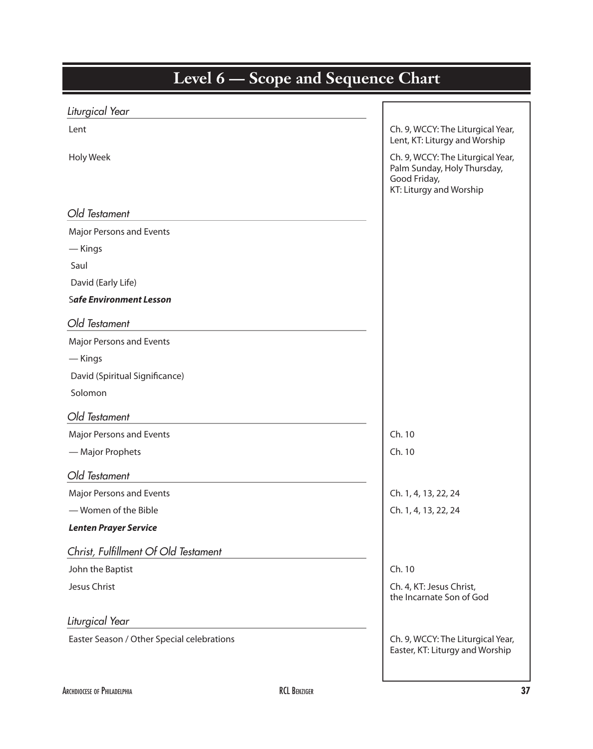# Level 6 — Scope and Sequence Chart

| | |
|---|---|
| *Liturgical Year* | |
| Lent | Ch. 9, WCCY: The Liturgical Year, Lent, KT: Liturgy and Worship |
| Holy Week | Ch. 9, WCCY: The Liturgical Year, Palm Sunday, Holy Thursday, Good Friday, KT: Liturgy and Worship |
| *Old Testament* | |
| Major Persons and Events | |
| — Kings | |
| Saul | |
| David (Early Life) | |
| ***Safe Environment Lesson*** | |
| *Old Testament* | |
| Major Persons and Events | |
| — Kings | |
| David (Spiritual Significance) | |
| Solomon | |
| *Old Testament* | |
| Major Persons and Events | Ch. 10 |
| — Major Prophets | Ch. 10 |
| *Old Testament* | |
| Major Persons and Events | Ch. 1, 4, 13, 22, 24 |
| — Women of the Bible | Ch. 1, 4, 13, 22, 24 |
| ***Lenten Prayer Service*** | |
| *Christ, Fulfillment Of Old Testament* | |
| John the Baptist | Ch. 10 |
| Jesus Christ | Ch. 4, KT: Jesus Christ, the Incarnate Son of God |
| *Liturgical Year* | |
| Easter Season / Other Special celebrations | Ch. 9, WCCY: The Liturgical Year, Easter, KT: Liturgy and Worship |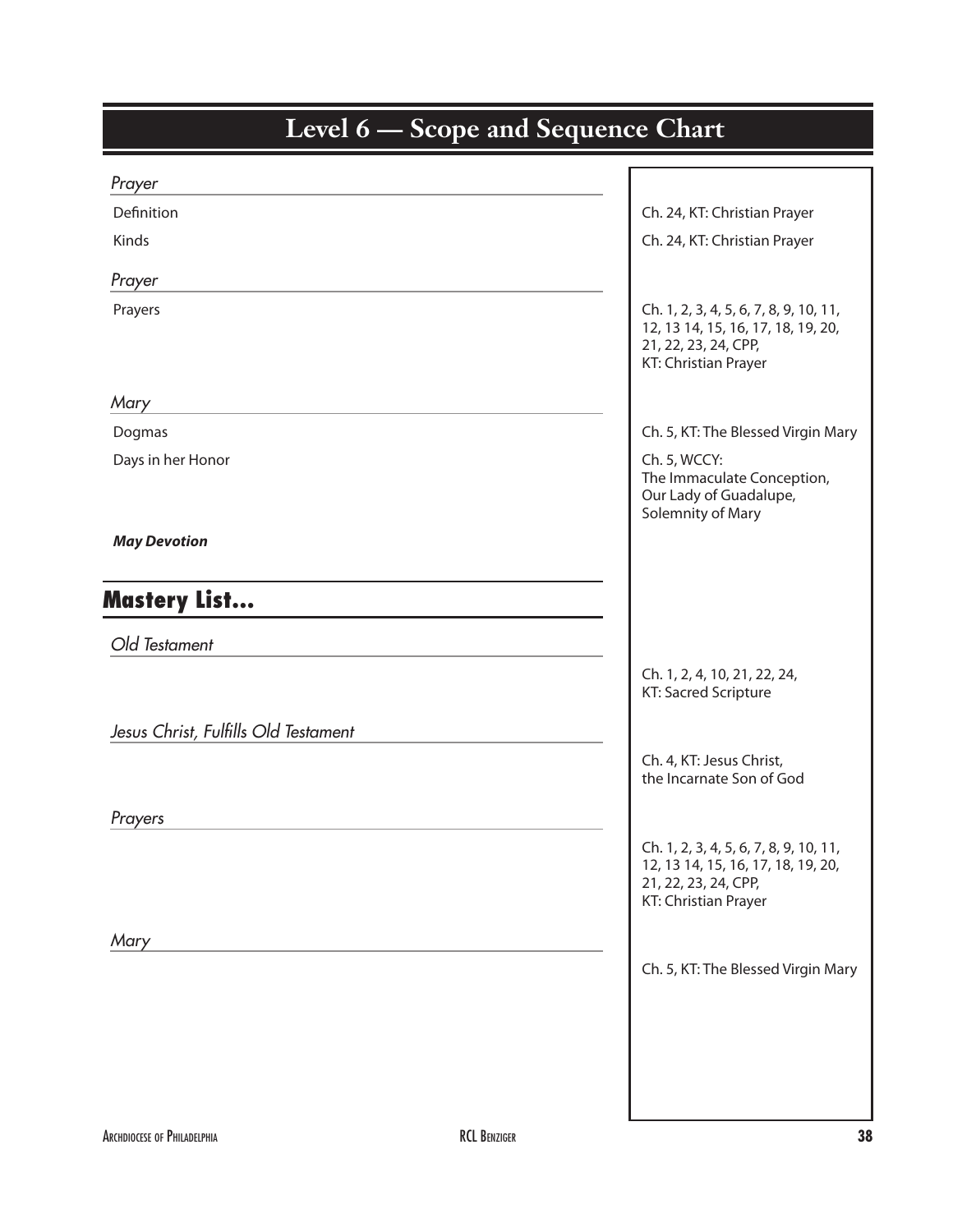# Level 6 — Scope and Sequence Chart

| | |
|---|---|
| *Prayer* | |
| Definition | Ch. 24, KT: Christian Prayer |
| Kinds | Ch. 24, KT: Christian Prayer |
| *Prayer* | |
| Prayers | Ch. 1, 2, 3, 4, 5, 6, 7, 8, 9, 10, 11, 12, 13 14, 15, 16, 17, 18, 19, 20, 21, 22, 23, 24, CPP, KT: Christian Prayer |
| *Mary* | |
| Dogmas | Ch. 5, KT: The Blessed Virgin Mary |
| Days in her Honor | Ch. 5, WCCY: The Immaculate Conception, Our Lady of Guadalupe, Solemnity of Mary |
| ***May Devotion*** | |

## Mastery List...

| | |
|---|---|
| *Old Testament* | Ch. 1, 2, 4, 10, 21, 22, 24, KT: Sacred Scripture |
| *Jesus Christ, Fulfills Old Testament* | Ch. 4, KT: Jesus Christ, the Incarnate Son of God |
| *Prayers* | Ch. 1, 2, 3, 4, 5, 6, 7, 8, 9, 10, 11, 12, 13 14, 15, 16, 17, 18, 19, 20, 21, 22, 23, 24, CPP, KT: Christian Prayer |
| *Mary* | Ch. 5, KT: The Blessed Virgin Mary |